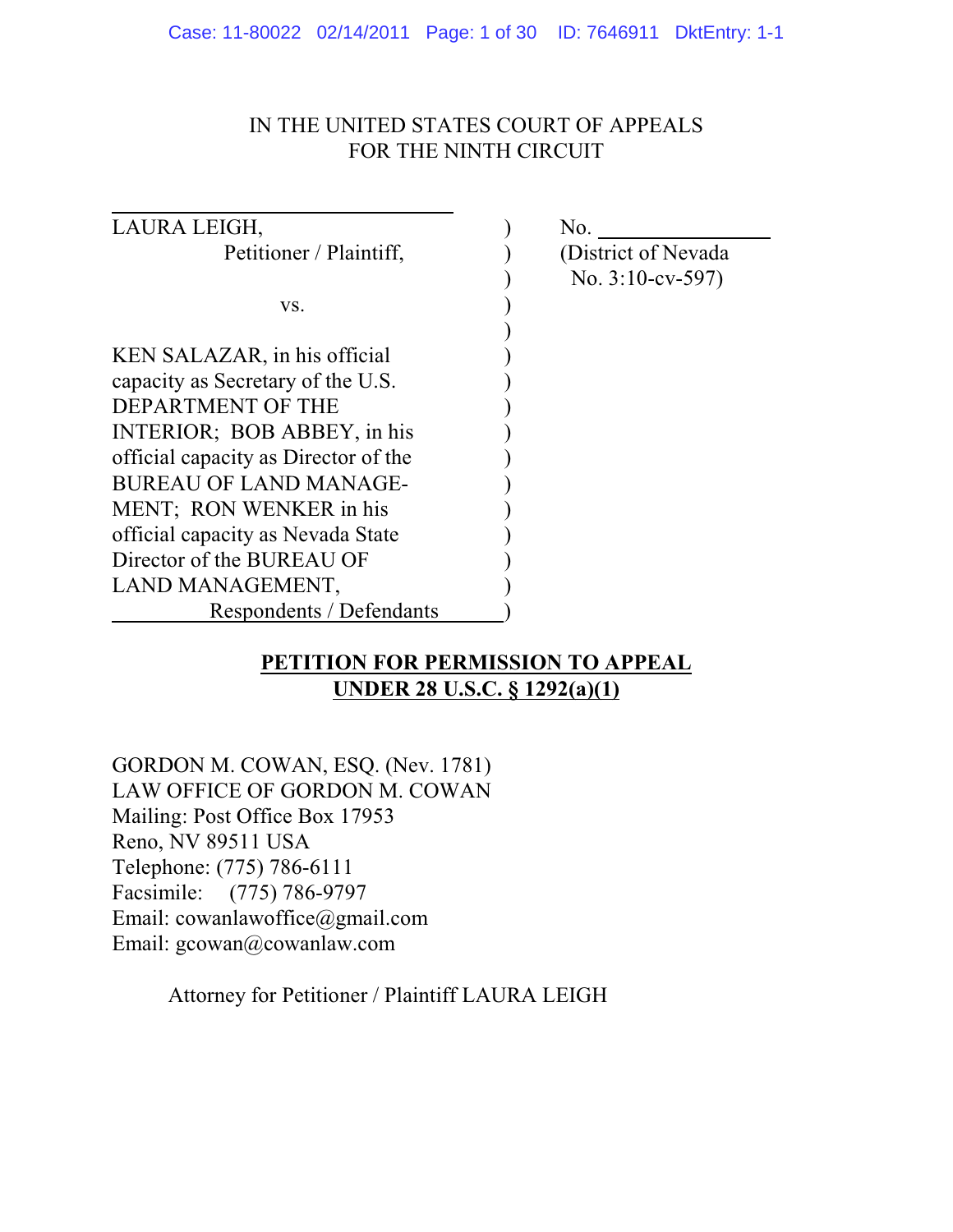IN THE UNITED STATES COURT OF APPEALS
FOR THE NINTH CIRCUIT

| | |
|---|---|
| LAURA LEIGH,<br>Petitioner / Plaintiff,<br><br>vs.<br><br>KEN SALAZAR, in his official capacity as Secretary of the U.S. DEPARTMENT OF THE INTERIOR; BOB ABBEY, in his official capacity as Director of the BUREAU OF LAND MANAGEMENT; RON WENKER in his official capacity as Nevada State Director of the BUREAU OF LAND MANAGEMENT,<br>Respondents / Defendants | No. \_\_\_\_\_\_\_\_\_\_<br>(District of Nevada<br>No. 3:10-cv-597) |

**PETITION FOR PERMISSION TO APPEAL UNDER 28 U.S.C. § 1292(a)(1)**

GORDON M. COWAN, ESQ. (Nev. 1781)
LAW OFFICE OF GORDON M. COWAN
Mailing: Post Office Box 17953
Reno, NV 89511 USA
Telephone: (775) 786-6111
Facsimile: (775) 786-9797
Email: cowanlawoffice@gmail.com
Email: gcowan@cowanlaw.com

Attorney for Petitioner / Plaintiff LAURA LEIGH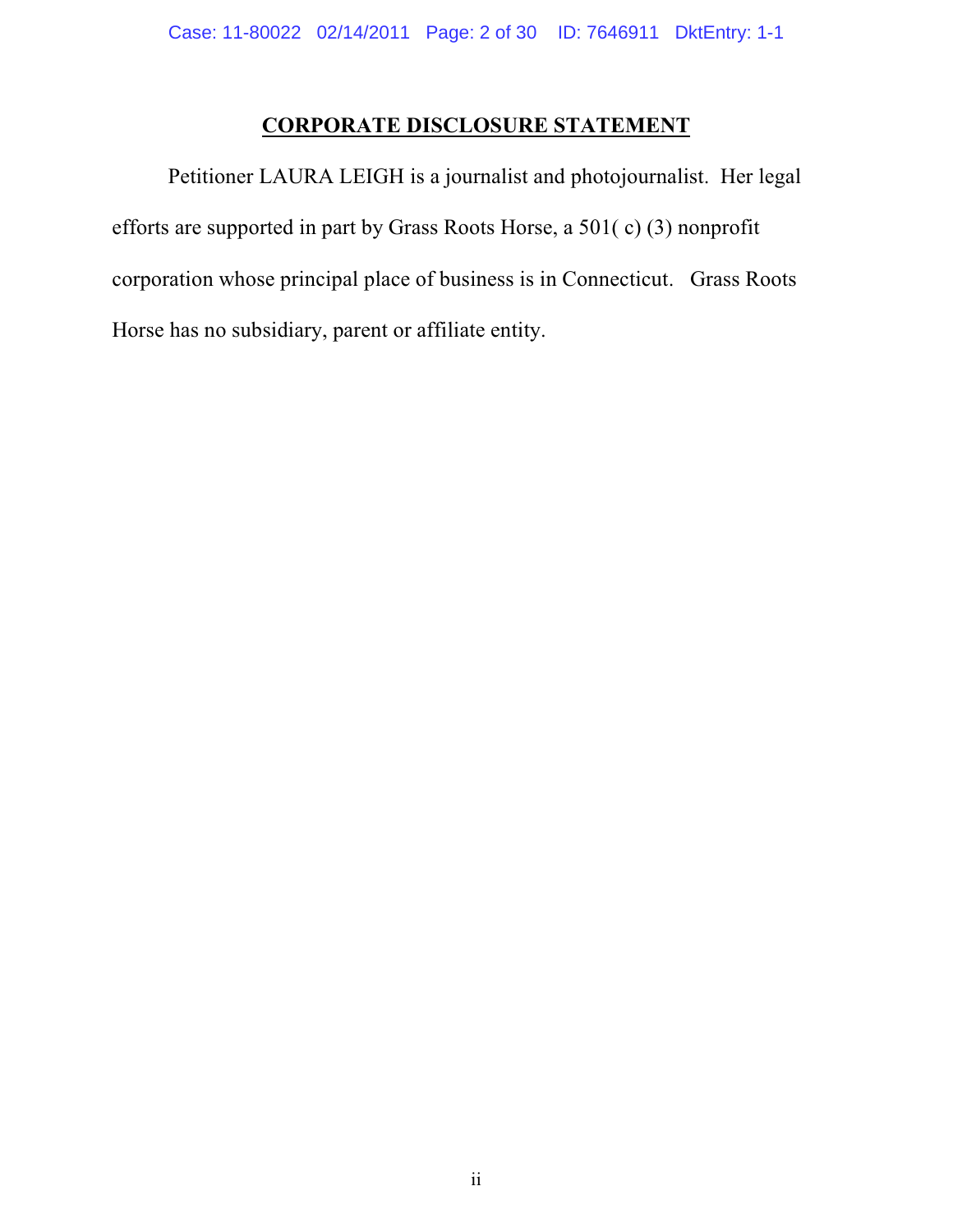## CORPORATE DISCLOSURE STATEMENT

Petitioner LAURA LEIGH is a journalist and photojournalist. Her legal efforts are supported in part by Grass Roots Horse, a 501( c) (3) nonprofit corporation whose principal place of business is in Connecticut. Grass Roots Horse has no subsidiary, parent or affiliate entity.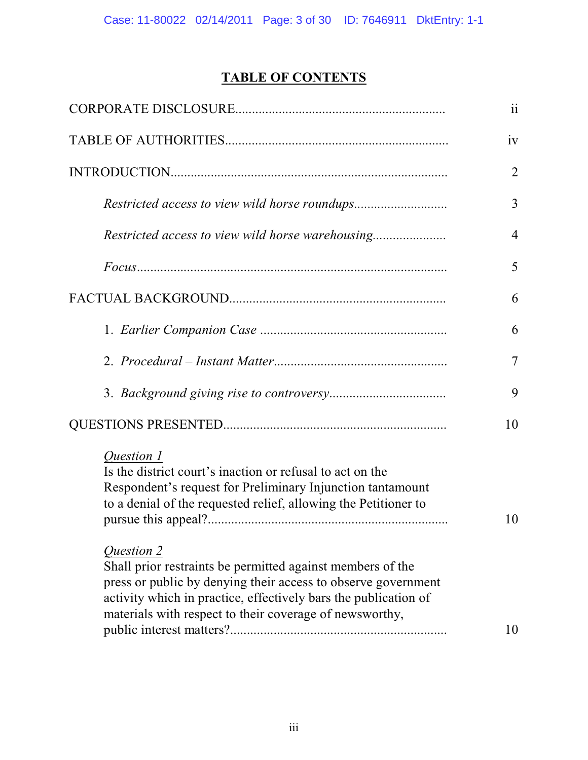# TABLE OF CONTENTS

CORPORATE DISCLOSURE............................................................ ii

TABLE OF AUTHORITIES................................................................. iv

INTRODUCTION................................................................................ 2

*Restricted access to view wild horse roundups*........................... 3

*Restricted access to view wild horse warehousing*..................... 4

*Focus*........................................................................................... 5

FACTUAL BACKGROUND............................................................... 6

1. *Earlier Companion Case* ...................................................... 6

2. *Procedural – Instant Matter*.................................................. 7

3. *Background giving rise to controversy*.................................. 9

QUESTIONS PRESENTED................................................................ 10

<u>*Question 1*</u>
Is the district court's inaction or refusal to act on the Respondent's request for Preliminary Injunction tantamount to a denial of the requested relief, allowing the Petitioner to pursue this appeal?...................................................................... 10

<u>*Question 2*</u>
Shall prior restraints be permitted against members of the press or public by denying their access to observe government activity which in practice, effectively bars the publication of materials with respect to their coverage of newsworthy, public interest matters?............................................................... 10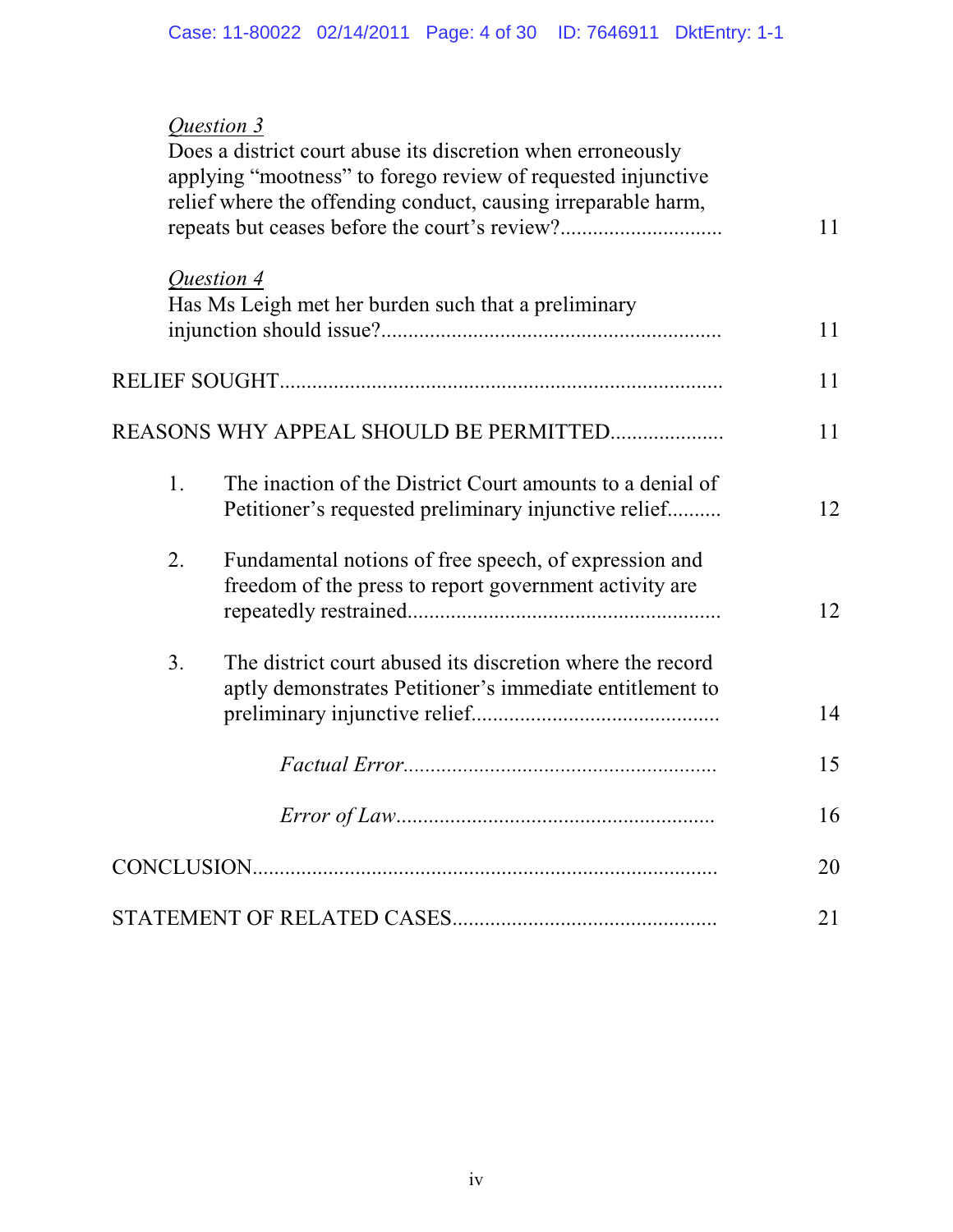*Question 3*
Does a district court abuse its discretion when erroneously applying "mootness" to forego review of requested injunctive relief where the offending conduct, causing irreparable harm, repeats but ceases before the court's review?............................. 11

*Question 4*
Has Ms Leigh met her burden such that a preliminary injunction should issue?............................................................. 11

RELIEF SOUGHT................................................................................ 11

REASONS WHY APPEAL SHOULD BE PERMITTED.................... 11

1. The inaction of the District Court amounts to a denial of Petitioner's requested preliminary injunctive relief.......... 12

2. Fundamental notions of free speech, of expression and freedom of the press to report government activity are repeatedly restrained......................................................... 12

3. The district court abused its discretion where the record aptly demonstrates Petitioner's immediate entitlement to preliminary injunctive relief............................................. 14

*Factual Error*........................................................ 15

*Error of Law*......................................................... 16

CONCLUSION.................................................................................... 20

STATEMENT OF RELATED CASES................................................ 21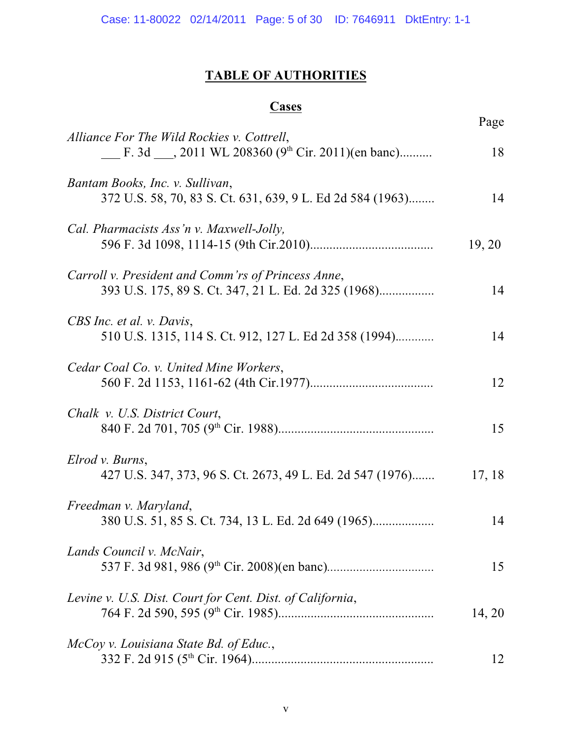# TABLE OF AUTHORITIES

## Cases

| | Page |
|---|---|
| *Alliance For The Wild Rockies v. Cottrell*, ___ F. 3d ___, 2011 WL 208360 (9th Cir. 2011)(en banc).......... | 18 |
| *Bantam Books, Inc. v. Sullivan*, 372 U.S. 58, 70, 83 S. Ct. 631, 639, 9 L. Ed 2d 584 (1963)........ | 14 |
| *Cal. Pharmacists Ass'n v. Maxwell-Jolly,* 596 F. 3d 1098, 1114-15 (9th Cir.2010)..................................... | 19, 20 |
| *Carroll v. President and Comm'rs of Princess Anne*, 393 U.S. 175, 89 S. Ct. 347, 21 L. Ed. 2d 325 (1968)................. | 14 |
| *CBS Inc. et al. v. Davis*, 510 U.S. 1315, 114 S. Ct. 912, 127 L. Ed 2d 358 (1994)............ | 14 |
| *Cedar Coal Co. v. United Mine Workers*, 560 F. 2d 1153, 1161-62 (4th Cir.1977)..................................... | 12 |
| *Chalk v. U.S. District Court*, 840 F. 2d 701, 705 (9th Cir. 1988)............................................... | 15 |
| *Elrod v. Burns*, 427 U.S. 347, 373, 96 S. Ct. 2673, 49 L. Ed. 2d 547 (1976)....... | 17, 18 |
| *Freedman v. Maryland*, 380 U.S. 51, 85 S. Ct. 734, 13 L. Ed. 2d 649 (1965).................. | 14 |
| *Lands Council v. McNair*, 537 F. 3d 981, 986 (9th Cir. 2008)(en banc)................................ | 15 |
| *Levine v. U.S. Dist. Court for Cent. Dist. of California*, 764 F. 2d 590, 595 (9th Cir. 1985)............................................... | 14, 20 |
| *McCoy v. Louisiana State Bd. of Educ.*, 332 F. 2d 915 (5th Cir. 1964)....................................................... | 12 |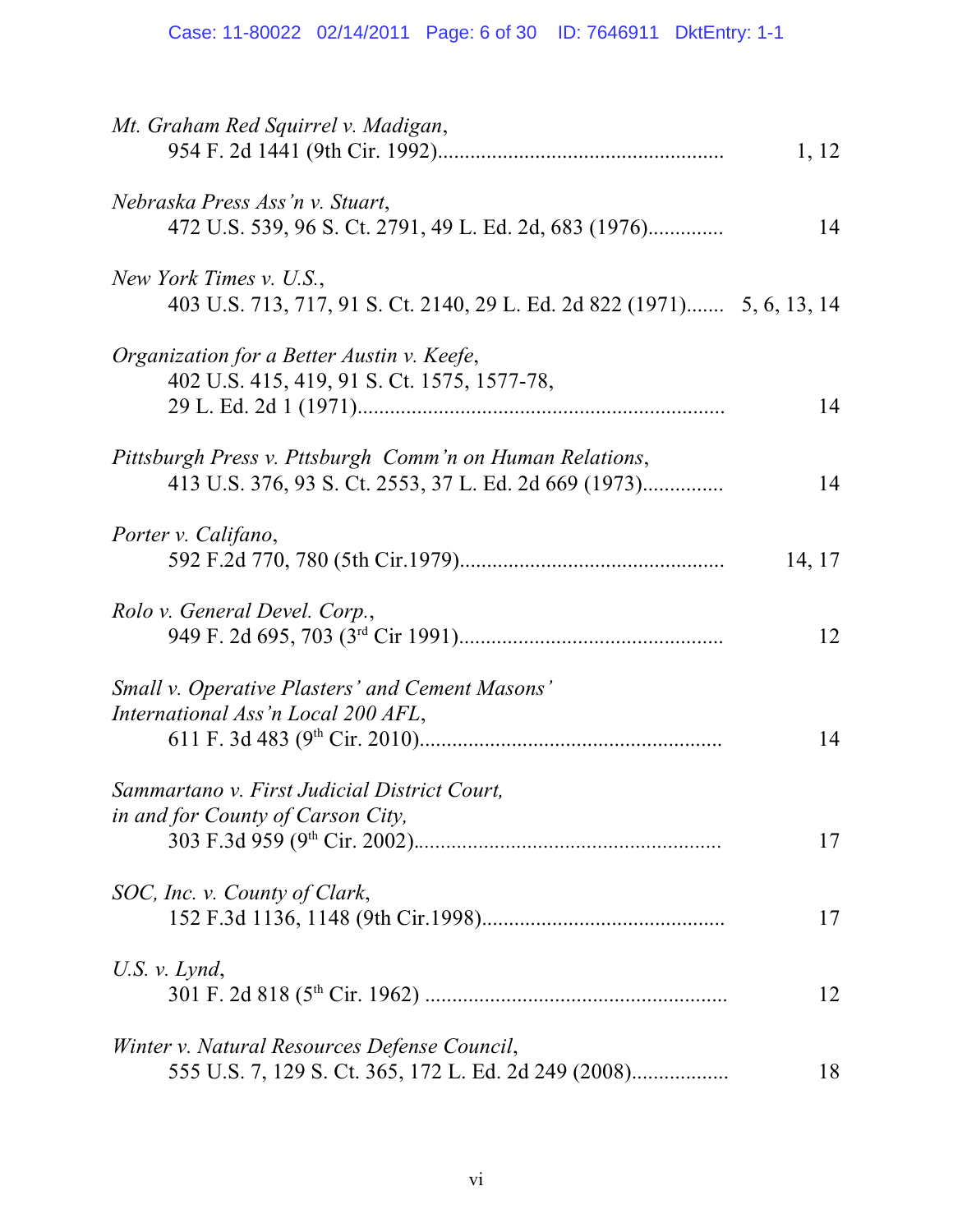*Mt. Graham Red Squirrel v. Madigan*,
954 F. 2d 1441 (9th Cir. 1992).................................................... 1, 12

*Nebraska Press Ass'n v. Stuart*,
472 U.S. 539, 96 S. Ct. 2791, 49 L. Ed. 2d, 683 (1976).............. 14

*New York Times v. U.S.*,
403 U.S. 713, 717, 91 S. Ct. 2140, 29 L. Ed. 2d 822 (1971)....... 5, 6, 13, 14

*Organization for a Better Austin v. Keefe*,
402 U.S. 415, 419, 91 S. Ct. 1575, 1577-78,
29 L. Ed. 2d 1 (1971)................................................................... 14

*Pittsburgh Press v. Pttsburgh Comm'n on Human Relations*,
413 U.S. 376, 93 S. Ct. 2553, 37 L. Ed. 2d 669 (1973)............... 14

*Porter v. Califano*,
592 F.2d 770, 780 (5th Cir.1979)................................................ 14, 17

*Rolo v. General Devel. Corp.*,
949 F. 2d 695, 703 (3rd Cir 1991)................................................ 12

*Small v. Operative Plasters' and Cement Masons' International Ass'n Local 200 AFL*,
611 F. 3d 483 (9th Cir. 2010)....................................................... 14

*Sammartano v. First Judicial District Court, in and for County of Carson City,*
303 F.3d 959 (9th Cir. 2002)........................................................ 17

*SOC, Inc. v. County of Clark*,
152 F.3d 1136, 1148 (9th Cir.1998)............................................ 17

*U.S. v. Lynd*,
301 F. 2d 818 (5th Cir. 1962) ....................................................... 12

*Winter v. Natural Resources Defense Council*,
555 U.S. 7, 129 S. Ct. 365, 172 L. Ed. 2d 249 (2008).................. 18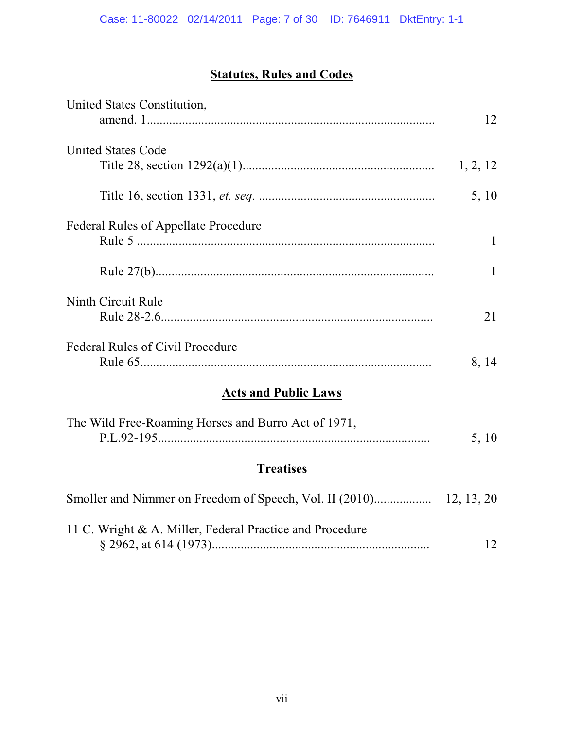## Statutes, Rules and Codes

United States Constitution,
amend. 1 ........................................................................................ 12

United States Code
Title 28, section 1292(a)(1) .......................................................... 1, 2, 12

Title 16, section 1331, *et. seq.* ...................................................... 5, 10

Federal Rules of Appellate Procedure
Rule 5 ........................................................................................... 1

Rule 27(b) ..................................................................................... 1

Ninth Circuit Rule
Rule 28-2.6 .................................................................................... 21

Federal Rules of Civil Procedure
Rule 65 .......................................................................................... 8, 14

## Acts and Public Laws

The Wild Free-Roaming Horses and Burro Act of 1971,
P.L.92-195 ..................................................................................... 5, 10

## Treatises

Smoller and Nimmer on Freedom of Speech, Vol. II (2010) .................. 12, 13, 20

11 C. Wright & A. Miller, Federal Practice and Procedure
§ 2962, at 614 (1973) .................................................................. 12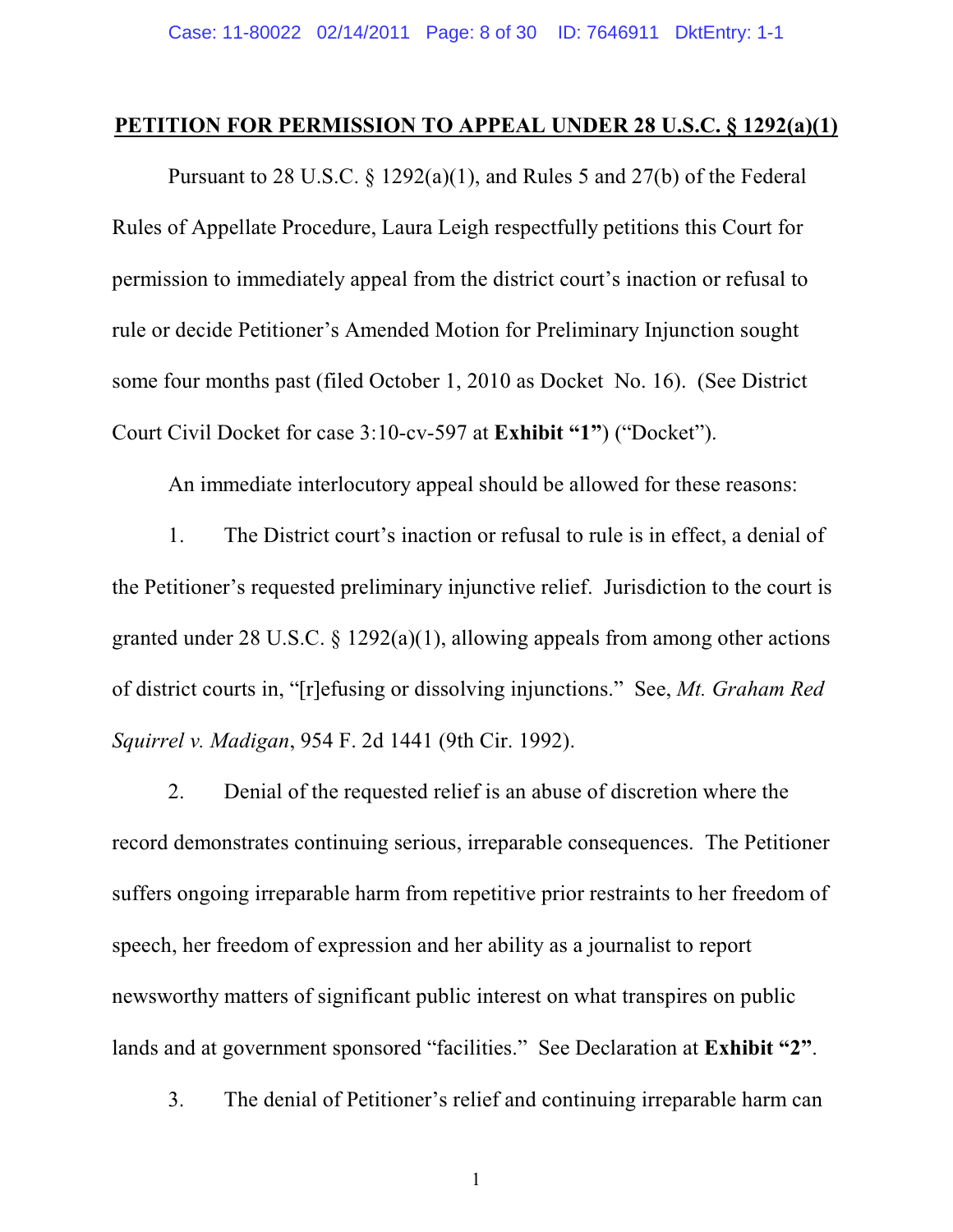**PETITION FOR PERMISSION TO APPEAL UNDER 28 U.S.C. § 1292(a)(1)**

Pursuant to 28 U.S.C. § 1292(a)(1), and Rules 5 and 27(b) of the Federal Rules of Appellate Procedure, Laura Leigh respectfully petitions this Court for permission to immediately appeal from the district court's inaction or refusal to rule or decide Petitioner's Amended Motion for Preliminary Injunction sought some four months past (filed October 1, 2010 as Docket No. 16). (See District Court Civil Docket for case 3:10-cv-597 at **Exhibit "1"**) ("Docket").

An immediate interlocutory appeal should be allowed for these reasons:

1. The District court's inaction or refusal to rule is in effect, a denial of the Petitioner's requested preliminary injunctive relief. Jurisdiction to the court is granted under 28 U.S.C. § 1292(a)(1), allowing appeals from among other actions of district courts in, "[r]efusing or dissolving injunctions." See, *Mt. Graham Red Squirrel v. Madigan*, 954 F. 2d 1441 (9th Cir. 1992).

2. Denial of the requested relief is an abuse of discretion where the record demonstrates continuing serious, irreparable consequences. The Petitioner suffers ongoing irreparable harm from repetitive prior restraints to her freedom of speech, her freedom of expression and her ability as a journalist to report newsworthy matters of significant public interest on what transpires on public lands and at government sponsored "facilities." See Declaration at **Exhibit "2"**.

3. The denial of Petitioner's relief and continuing irreparable harm can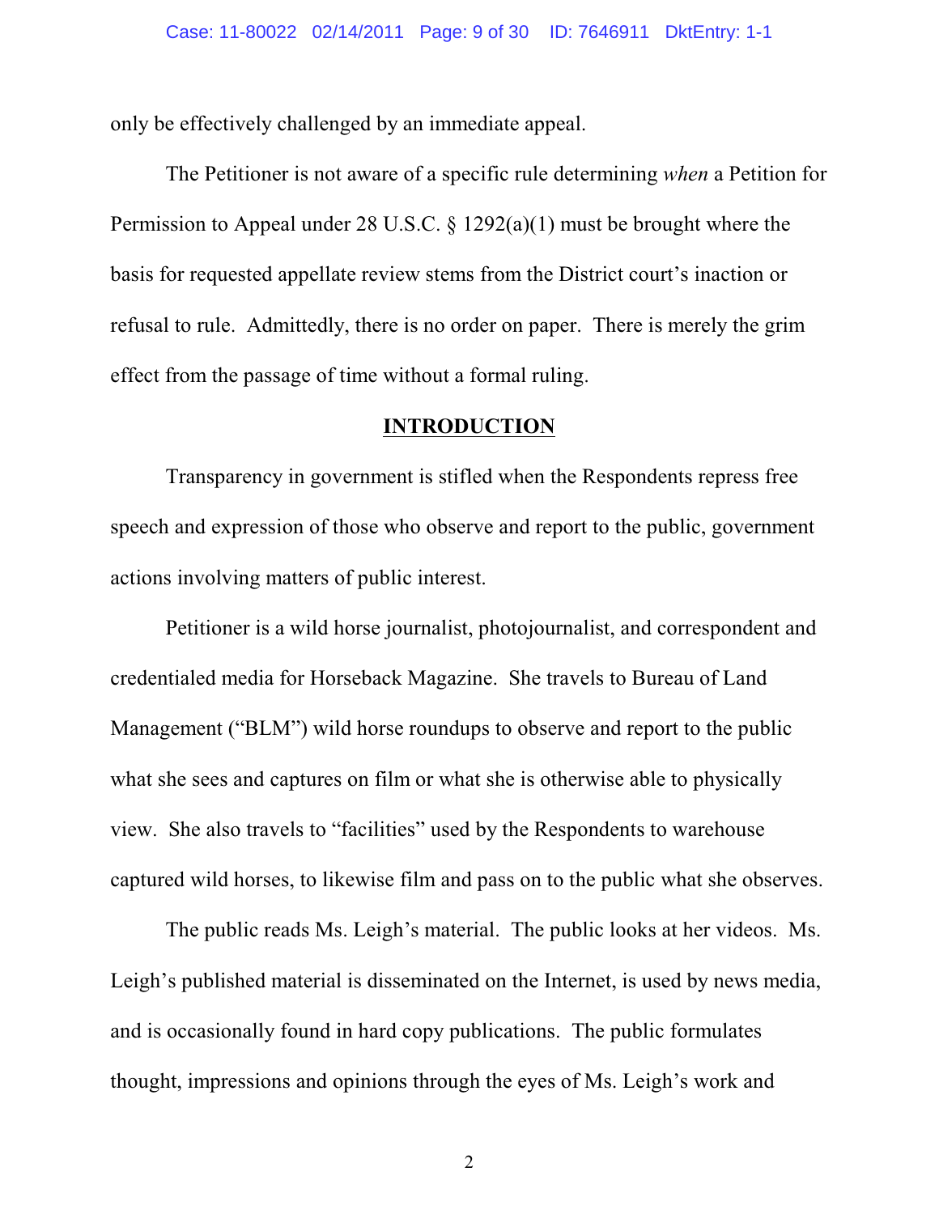only be effectively challenged by an immediate appeal.

The Petitioner is not aware of a specific rule determining *when* a Petition for Permission to Appeal under 28 U.S.C. § 1292(a)(1) must be brought where the basis for requested appellate review stems from the District court's inaction or refusal to rule. Admittedly, there is no order on paper. There is merely the grim effect from the passage of time without a formal ruling.

## INTRODUCTION

Transparency in government is stifled when the Respondents repress free speech and expression of those who observe and report to the public, government actions involving matters of public interest.

Petitioner is a wild horse journalist, photojournalist, and correspondent and credentialed media for Horseback Magazine. She travels to Bureau of Land Management ("BLM") wild horse roundups to observe and report to the public what she sees and captures on film or what she is otherwise able to physically view. She also travels to "facilities" used by the Respondents to warehouse captured wild horses, to likewise film and pass on to the public what she observes.

The public reads Ms. Leigh's material. The public looks at her videos. Ms. Leigh's published material is disseminated on the Internet, is used by news media, and is occasionally found in hard copy publications. The public formulates thought, impressions and opinions through the eyes of Ms. Leigh's work and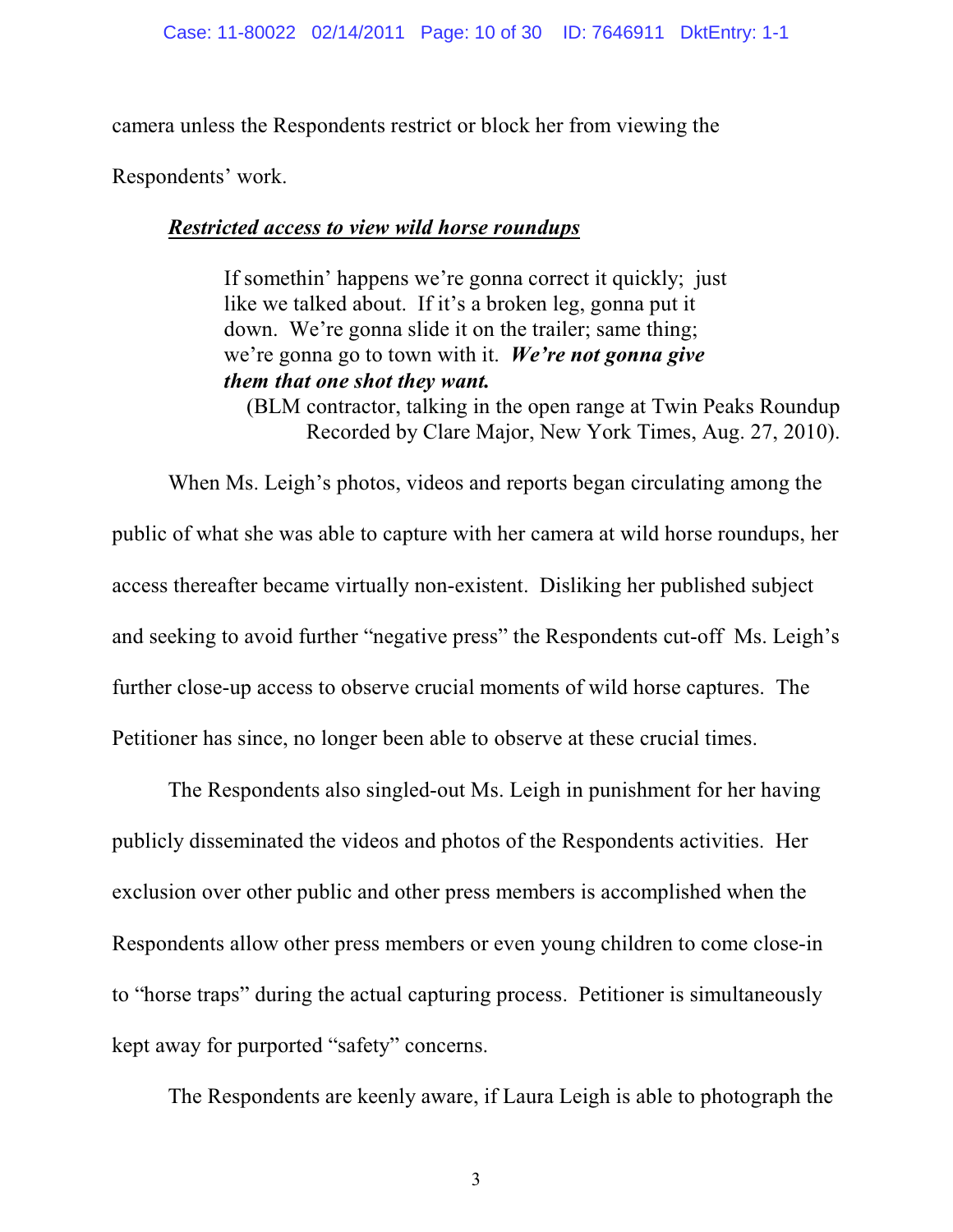camera unless the Respondents restrict or block her from viewing the Respondents' work.

***Restricted access to view wild horse roundups***

> If somethin' happens we're gonna correct it quickly; just like we talked about. If it's a broken leg, gonna put it down. We're gonna slide it on the trailer; same thing; we're gonna go to town with it. ***We're not gonna give them that one shot they want.***
>
> (BLM contractor, talking in the open range at Twin Peaks Roundup Recorded by Clare Major, New York Times, Aug. 27, 2010).

When Ms. Leigh's photos, videos and reports began circulating among the public of what she was able to capture with her camera at wild horse roundups, her access thereafter became virtually non-existent. Disliking her published subject and seeking to avoid further "negative press" the Respondents cut-off Ms. Leigh's further close-up access to observe crucial moments of wild horse captures. The Petitioner has since, no longer been able to observe at these crucial times.

The Respondents also singled-out Ms. Leigh in punishment for her having publicly disseminated the videos and photos of the Respondents activities. Her exclusion over other public and other press members is accomplished when the Respondents allow other press members or even young children to come close-in to "horse traps" during the actual capturing process. Petitioner is simultaneously kept away for purported "safety" concerns.

The Respondents are keenly aware, if Laura Leigh is able to photograph the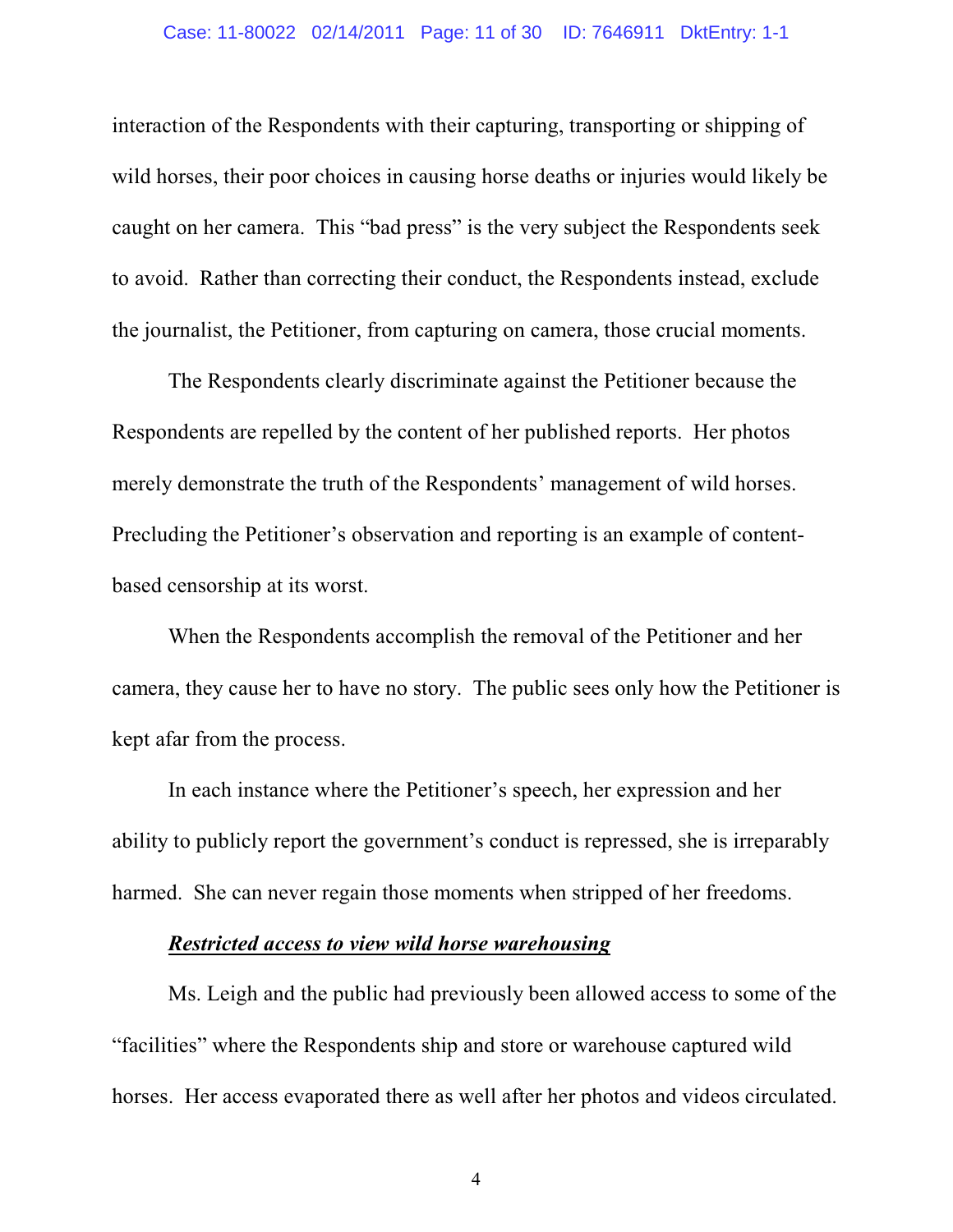interaction of the Respondents with their capturing, transporting or shipping of wild horses, their poor choices in causing horse deaths or injuries would likely be caught on her camera. This "bad press" is the very subject the Respondents seek to avoid. Rather than correcting their conduct, the Respondents instead, exclude the journalist, the Petitioner, from capturing on camera, those crucial moments.

The Respondents clearly discriminate against the Petitioner because the Respondents are repelled by the content of her published reports. Her photos merely demonstrate the truth of the Respondents' management of wild horses. Precluding the Petitioner's observation and reporting is an example of content-based censorship at its worst.

When the Respondents accomplish the removal of the Petitioner and her camera, they cause her to have no story. The public sees only how the Petitioner is kept afar from the process.

In each instance where the Petitioner's speech, her expression and her ability to publicly report the government's conduct is repressed, she is irreparably harmed. She can never regain those moments when stripped of her freedoms.

***Restricted access to view wild horse warehousing***

Ms. Leigh and the public had previously been allowed access to some of the "facilities" where the Respondents ship and store or warehouse captured wild horses. Her access evaporated there as well after her photos and videos circulated.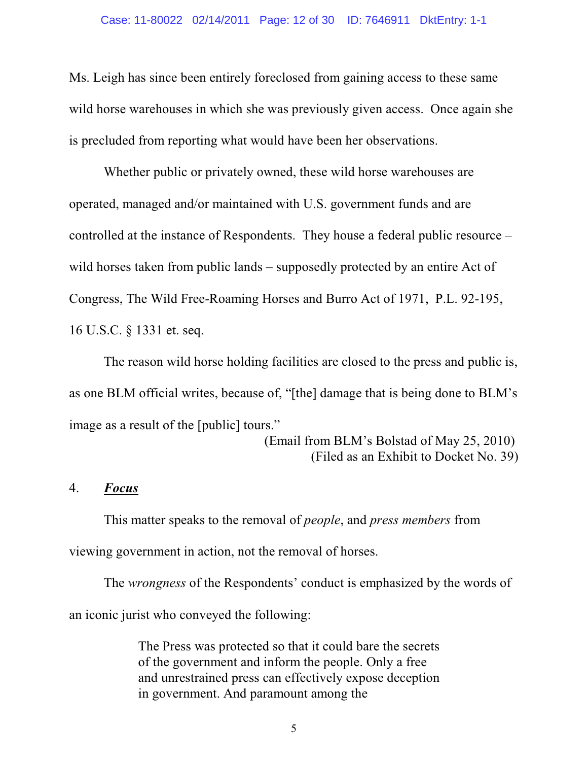Ms. Leigh has since been entirely foreclosed from gaining access to these same wild horse warehouses in which she was previously given access. Once again she is precluded from reporting what would have been her observations.

Whether public or privately owned, these wild horse warehouses are operated, managed and/or maintained with U.S. government funds and are controlled at the instance of Respondents. They house a federal public resource – wild horses taken from public lands – supposedly protected by an entire Act of Congress, The Wild Free-Roaming Horses and Burro Act of 1971, P.L. 92-195, 16 U.S.C. § 1331 et. seq.

The reason wild horse holding facilities are closed to the press and public is, as one BLM official writes, because of, "[the] damage that is being done to BLM's image as a result of the [public] tours."

(Email from BLM's Bolstad of May 25, 2010)
(Filed as an Exhibit to Docket No. 39)

4. ***Focus***

This matter speaks to the removal of *people*, and *press members* from viewing government in action, not the removal of horses.

The *wrongness* of the Respondents' conduct is emphasized by the words of an iconic jurist who conveyed the following:

> The Press was protected so that it could bare the secrets of the government and inform the people. Only a free and unrestrained press can effectively expose deception in government. And paramount among the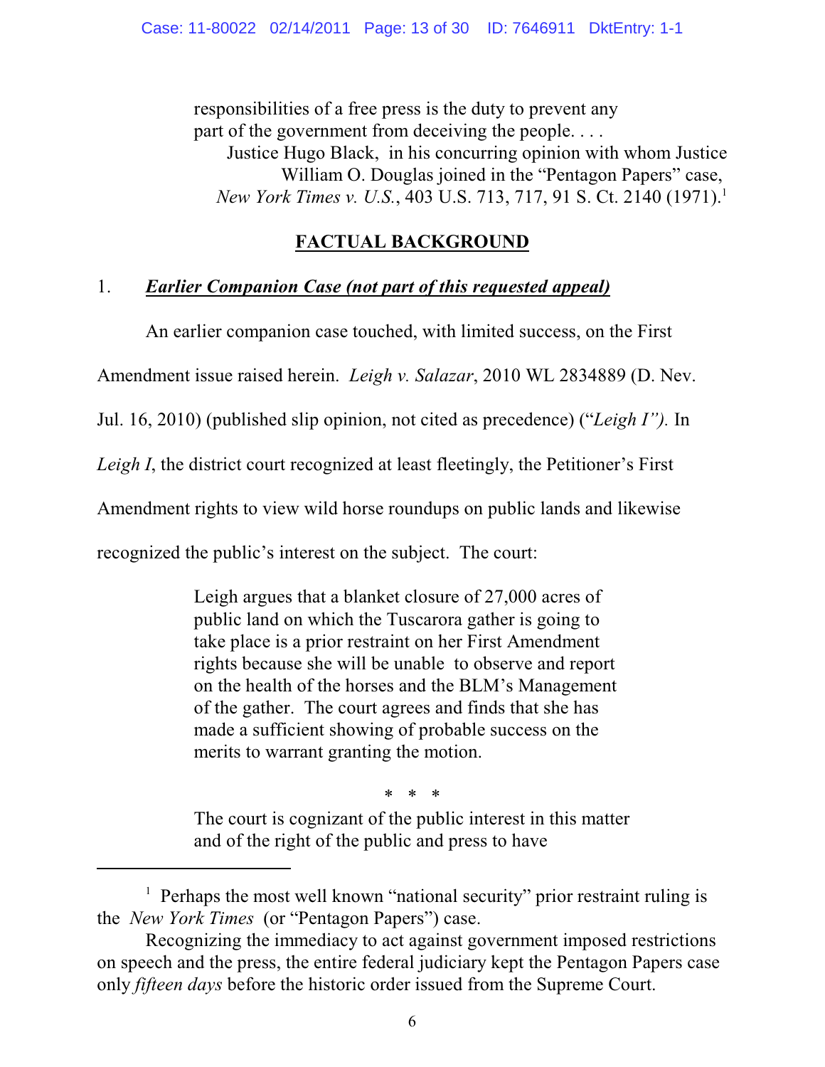> responsibilities of a free press is the duty to prevent any part of the government from deceiving the people. . . .
>
> Justice Hugo Black, in his concurring opinion with whom Justice William O. Douglas joined in the "Pentagon Papers" case, *New York Times v. U.S.*, 403 U.S. 713, 717, 91 S. Ct. 2140 (1971).[1]

## FACTUAL BACKGROUND

### 1. ***Earlier Companion Case (not part of this requested appeal)***

An earlier companion case touched, with limited success, on the First Amendment issue raised herein. *Leigh v. Salazar*, 2010 WL 2834889 (D. Nev. Jul. 16, 2010) (published slip opinion, not cited as precedence) ("*Leigh I").* In *Leigh I*, the district court recognized at least fleetingly, the Petitioner's First Amendment rights to view wild horse roundups on public lands and likewise recognized the public's interest on the subject. The court:

> Leigh argues that a blanket closure of 27,000 acres of public land on which the Tuscarora gather is going to take place is a prior restraint on her First Amendment rights because she will be unable to observe and report on the health of the horses and the BLM's Management of the gather. The court agrees and finds that she has made a sufficient showing of probable success on the merits to warrant granting the motion.
>
> \* \* \*
>
> The court is cognizant of the public interest in this matter and of the right of the public and press to have

---

[1] Perhaps the most well known "national security" prior restraint ruling is the *New York Times* (or "Pentagon Papers") case.

Recognizing the immediacy to act against government imposed restrictions on speech and the press, the entire federal judiciary kept the Pentagon Papers case only *fifteen days* before the historic order issued from the Supreme Court.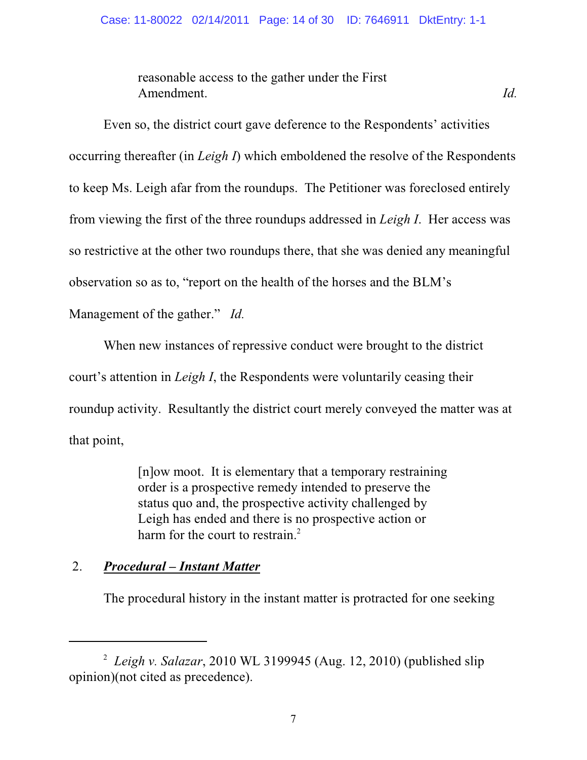> reasonable access to the gather under the First Amendment. *Id.*

Even so, the district court gave deference to the Respondents' activities occurring thereafter (in *Leigh I*) which emboldened the resolve of the Respondents to keep Ms. Leigh afar from the roundups. The Petitioner was foreclosed entirely from viewing the first of the three roundups addressed in *Leigh I*. Her access was so restrictive at the other two roundups there, that she was denied any meaningful observation so as to, "report on the health of the horses and the BLM's Management of the gather." *Id.*

When new instances of repressive conduct were brought to the district court's attention in *Leigh I*, the Respondents were voluntarily ceasing their roundup activity. Resultantly the district court merely conveyed the matter was at that point,

> [n]ow moot. It is elementary that a temporary restraining order is a prospective remedy intended to preserve the status quo and, the prospective activity challenged by Leigh has ended and there is no prospective action or harm for the court to restrain.[2]

2. ***Procedural – Instant Matter***

The procedural history in the instant matter is protracted for one seeking

---

[2] *Leigh v. Salazar*, 2010 WL 3199945 (Aug. 12, 2010) (published slip opinion)(not cited as precedence).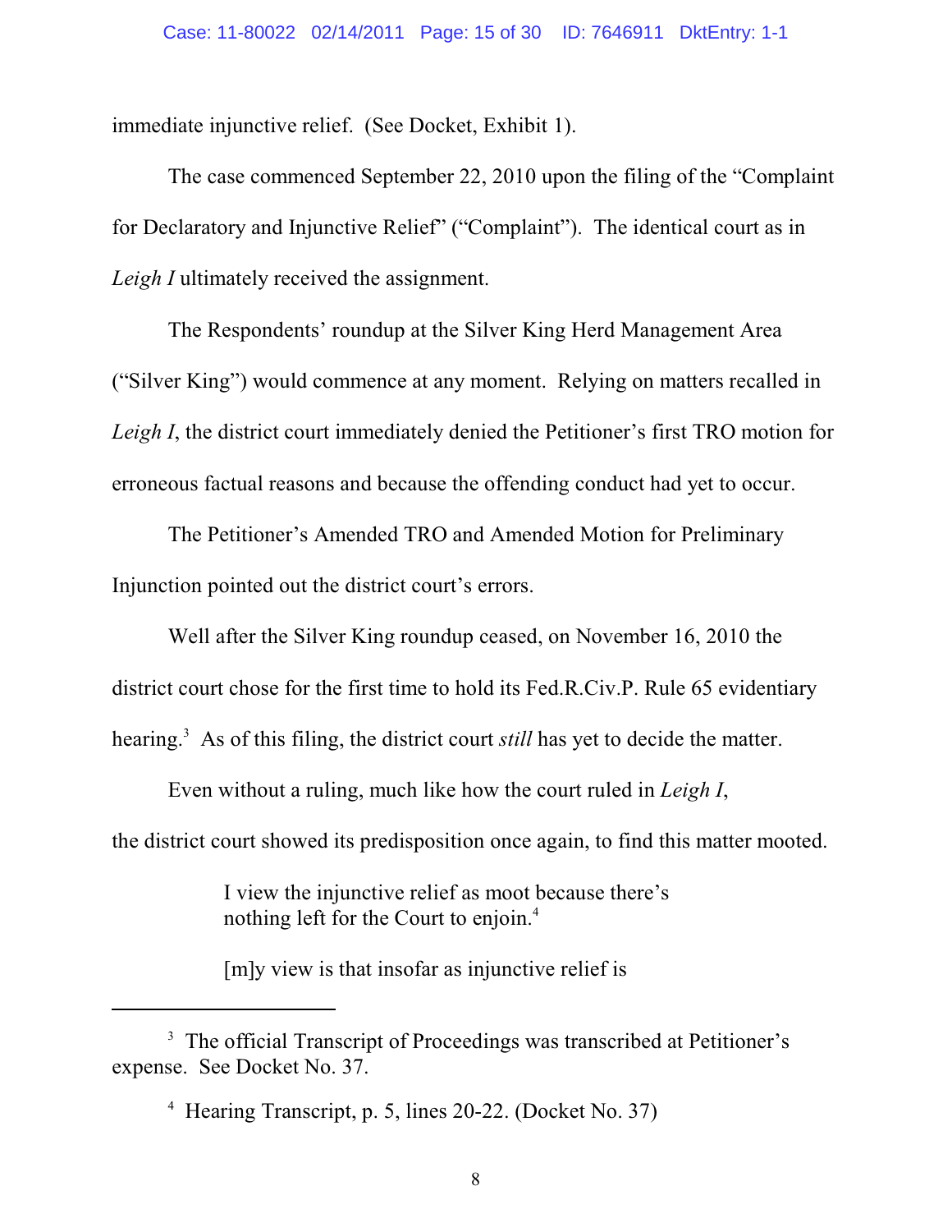immediate injunctive relief. (See Docket, Exhibit 1).

The case commenced September 22, 2010 upon the filing of the "Complaint for Declaratory and Injunctive Relief" ("Complaint"). The identical court as in *Leigh I* ultimately received the assignment.

The Respondents' roundup at the Silver King Herd Management Area ("Silver King") would commence at any moment. Relying on matters recalled in *Leigh I*, the district court immediately denied the Petitioner's first TRO motion for erroneous factual reasons and because the offending conduct had yet to occur.

The Petitioner's Amended TRO and Amended Motion for Preliminary Injunction pointed out the district court's errors.

Well after the Silver King roundup ceased, on November 16, 2010 the district court chose for the first time to hold its Fed.R.Civ.P. Rule 65 evidentiary hearing.[3] As of this filing, the district court *still* has yet to decide the matter.

Even without a ruling, much like how the court ruled in *Leigh I*, the district court showed its predisposition once again, to find this matter mooted.

> I view the injunctive relief as moot because there's nothing left for the Court to enjoin.[4]
>
> [m]y view is that insofar as injunctive relief is

---

[3] The official Transcript of Proceedings was transcribed at Petitioner's expense. See Docket No. 37.

[4] Hearing Transcript, p. 5, lines 20-22. (Docket No. 37)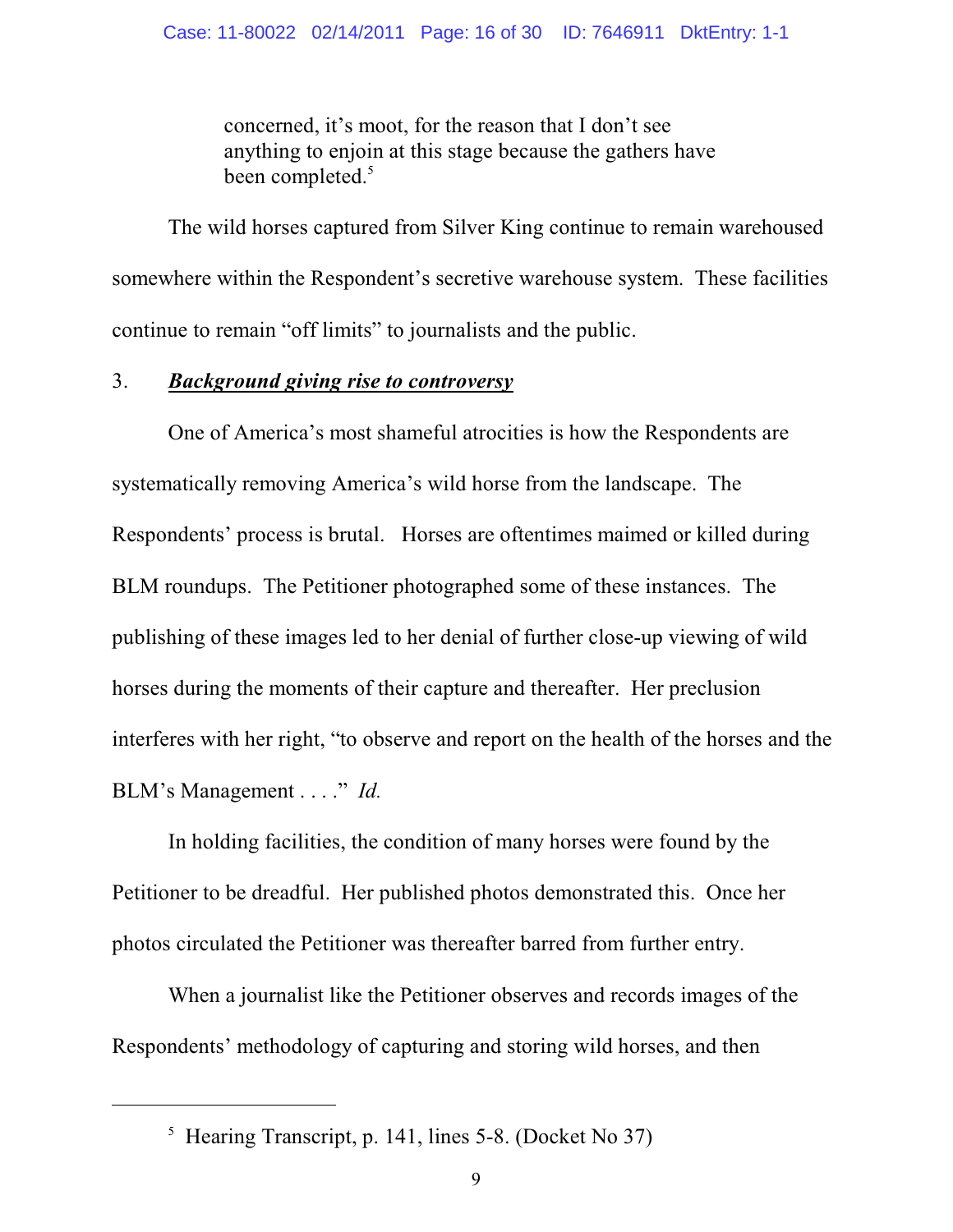> concerned, it's moot, for the reason that I don't see anything to enjoin at this stage because the gathers have been completed.[5]

The wild horses captured from Silver King continue to remain warehoused somewhere within the Respondent's secretive warehouse system. These facilities continue to remain "off limits" to journalists and the public.

3. ***Background giving rise to controversy***

One of America's most shameful atrocities is how the Respondents are systematically removing America's wild horse from the landscape. The Respondents' process is brutal. Horses are oftentimes maimed or killed during BLM roundups. The Petitioner photographed some of these instances. The publishing of these images led to her denial of further close-up viewing of wild horses during the moments of their capture and thereafter. Her preclusion interferes with her right, "to observe and report on the health of the horses and the BLM's Management . . . ." *Id.*

In holding facilities, the condition of many horses were found by the Petitioner to be dreadful. Her published photos demonstrated this. Once her photos circulated the Petitioner was thereafter barred from further entry.

When a journalist like the Petitioner observes and records images of the Respondents' methodology of capturing and storing wild horses, and then

---

[5] Hearing Transcript, p. 141, lines 5-8. (Docket No 37)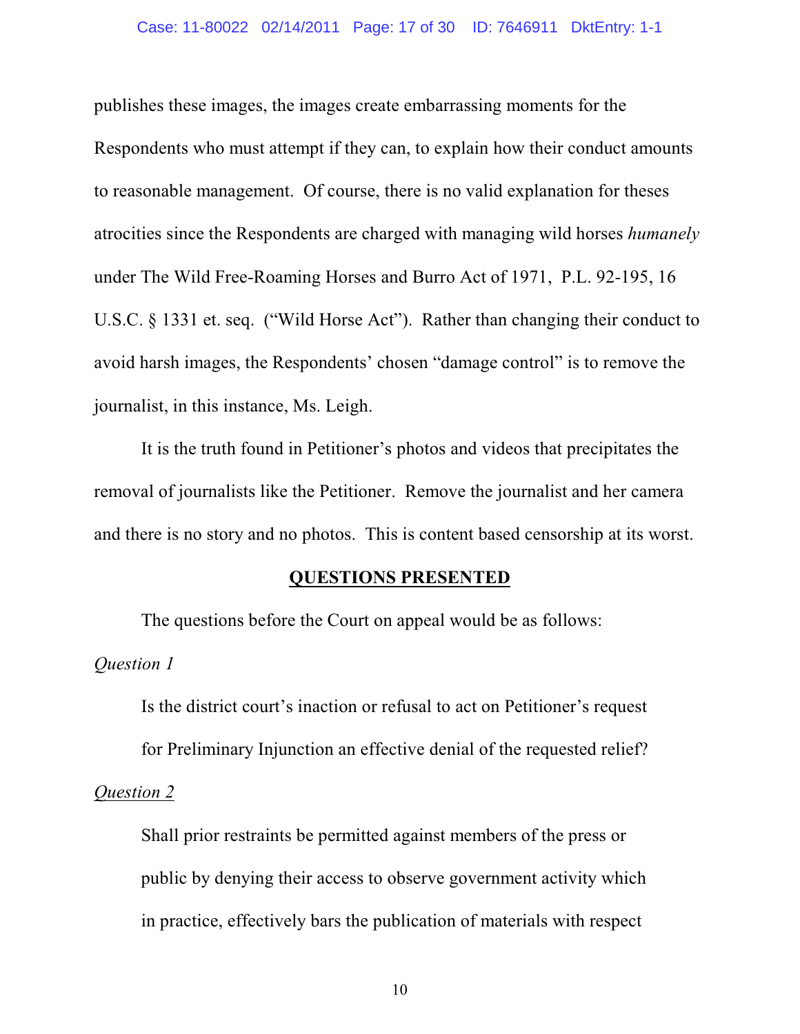publishes these images, the images create embarrassing moments for the Respondents who must attempt if they can, to explain how their conduct amounts to reasonable management. Of course, there is no valid explanation for theses atrocities since the Respondents are charged with managing wild horses *humanely* under The Wild Free-Roaming Horses and Burro Act of 1971, P.L. 92-195, 16 U.S.C. § 1331 et. seq. ("Wild Horse Act"). Rather than changing their conduct to avoid harsh images, the Respondents' chosen "damage control" is to remove the journalist, in this instance, Ms. Leigh.

It is the truth found in Petitioner's photos and videos that precipitates the removal of journalists like the Petitioner. Remove the journalist and her camera and there is no story and no photos. This is content based censorship at its worst.

## QUESTIONS PRESENTED

The questions before the Court on appeal would be as follows:

*Question 1*

Is the district court's inaction or refusal to act on Petitioner's request for Preliminary Injunction an effective denial of the requested relief?

*Question 2*

Shall prior restraints be permitted against members of the press or public by denying their access to observe government activity which in practice, effectively bars the publication of materials with respect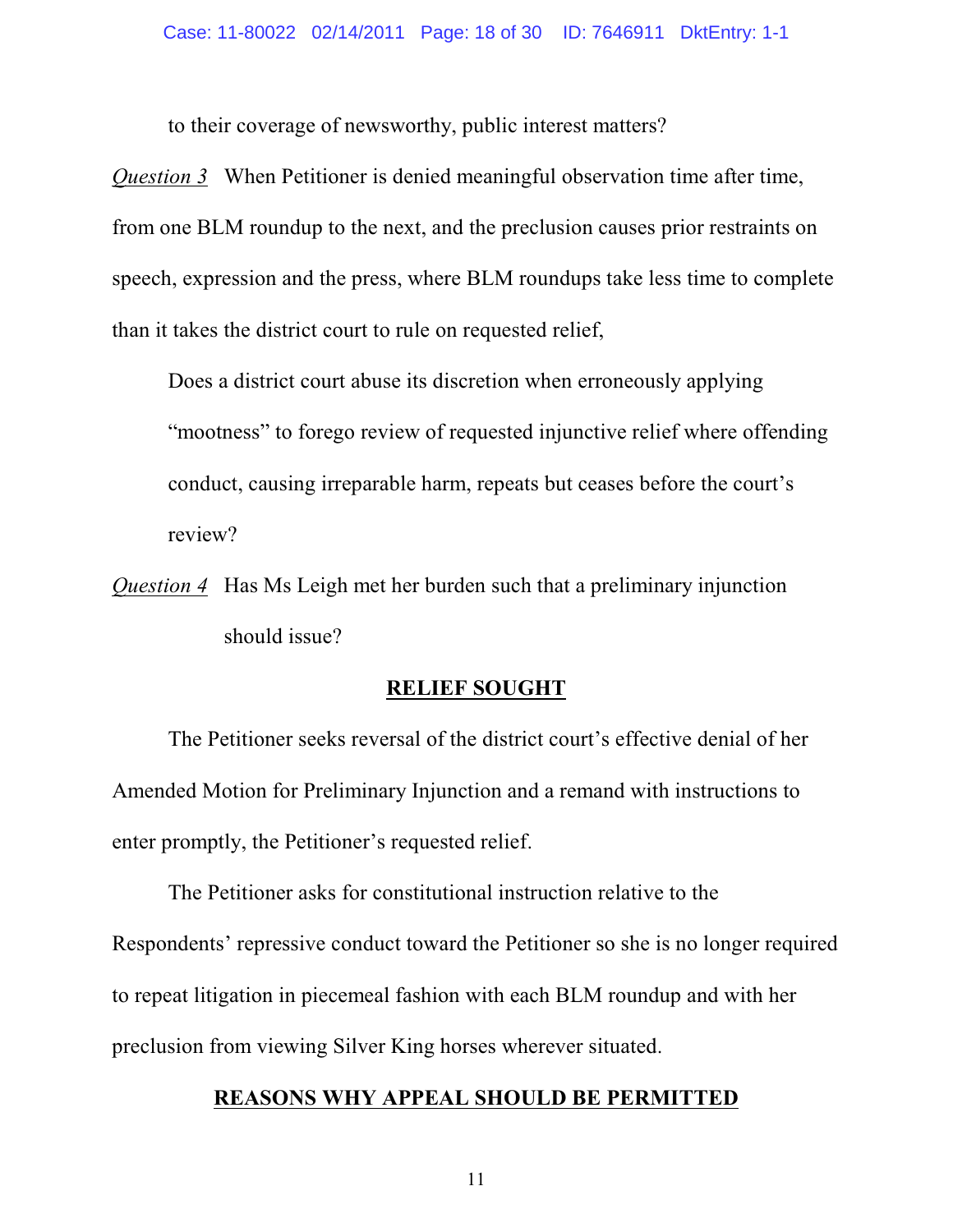to their coverage of newsworthy, public interest matters?

*Question 3* When Petitioner is denied meaningful observation time after time, from one BLM roundup to the next, and the preclusion causes prior restraints on speech, expression and the press, where BLM roundups take less time to complete than it takes the district court to rule on requested relief,

> Does a district court abuse its discretion when erroneously applying "mootness" to forego review of requested injunctive relief where offending conduct, causing irreparable harm, repeats but ceases before the court's review?

*Question 4* Has Ms Leigh met her burden such that a preliminary injunction should issue?

## RELIEF SOUGHT

The Petitioner seeks reversal of the district court's effective denial of her Amended Motion for Preliminary Injunction and a remand with instructions to enter promptly, the Petitioner's requested relief.

The Petitioner asks for constitutional instruction relative to the Respondents' repressive conduct toward the Petitioner so she is no longer required to repeat litigation in piecemeal fashion with each BLM roundup and with her preclusion from viewing Silver King horses wherever situated.

## REASONS WHY APPEAL SHOULD BE PERMITTED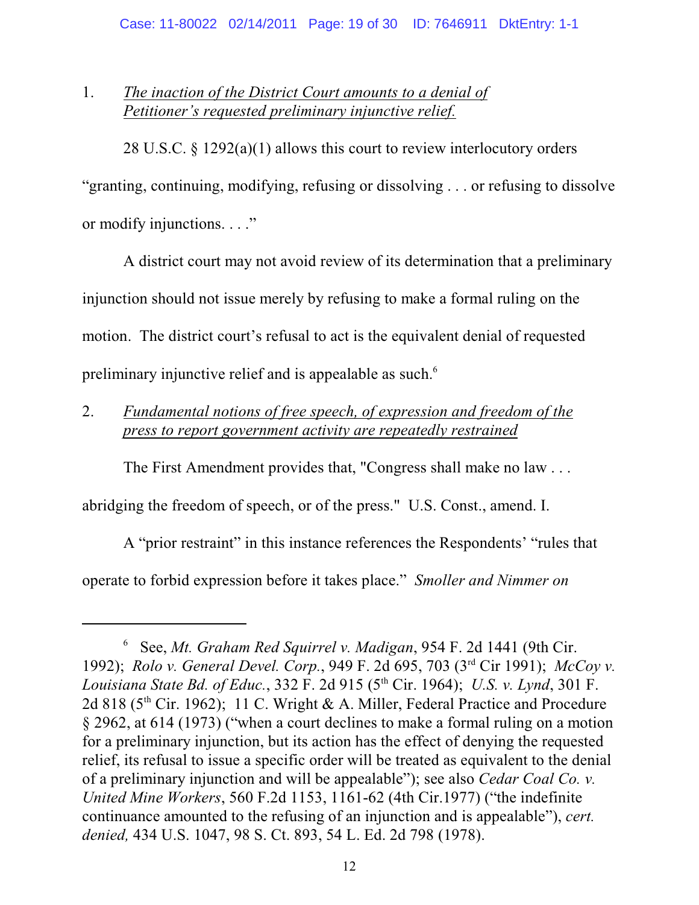1. *<u>The inaction of the District Court amounts to a denial of Petitioner's requested preliminary injunctive relief.</u>*

28 U.S.C. § 1292(a)(1) allows this court to review interlocutory orders "granting, continuing, modifying, refusing or dissolving . . . or refusing to dissolve or modify injunctions. . . ."

A district court may not avoid review of its determination that a preliminary injunction should not issue merely by refusing to make a formal ruling on the motion. The district court's refusal to act is the equivalent denial of requested preliminary injunctive relief and is appealable as such.[6]

2. *<u>Fundamental notions of free speech, of expression and freedom of the press to report government activity are repeatedly restrained</u>*

The First Amendment provides that, "Congress shall make no law . . . abridging the freedom of speech, or of the press." U.S. Const., amend. I.

A "prior restraint" in this instance references the Respondents' "rules that operate to forbid expression before it takes place." *Smoller and Nimmer on*

---

[6] See, *Mt. Graham Red Squirrel v. Madigan*, 954 F. 2d 1441 (9th Cir. 1992); *Rolo v. General Devel. Corp.*, 949 F. 2d 695, 703 (3rd Cir 1991); *McCoy v. Louisiana State Bd. of Educ.*, 332 F. 2d 915 (5th Cir. 1964); *U.S. v. Lynd*, 301 F. 2d 818 (5th Cir. 1962); 11 C. Wright & A. Miller, Federal Practice and Procedure § 2962, at 614 (1973) ("when a court declines to make a formal ruling on a motion for a preliminary injunction, but its action has the effect of denying the requested relief, its refusal to issue a specific order will be treated as equivalent to the denial of a preliminary injunction and will be appealable"); see also *Cedar Coal Co. v. United Mine Workers*, 560 F.2d 1153, 1161-62 (4th Cir.1977) ("the indefinite continuance amounted to the refusing of an injunction and is appealable"), *cert. denied,* 434 U.S. 1047, 98 S. Ct. 893, 54 L. Ed. 2d 798 (1978).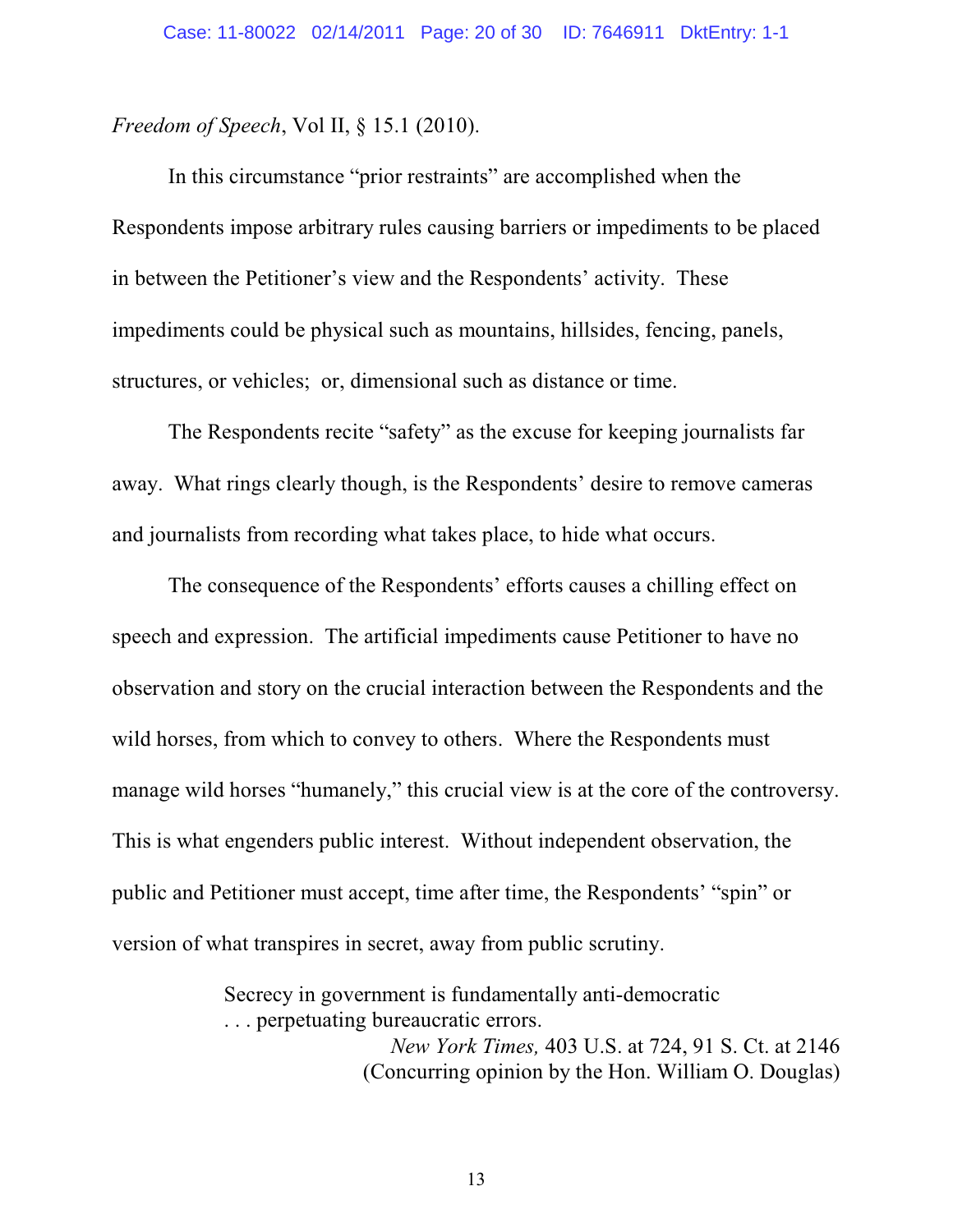*Freedom of Speech*, Vol II, § 15.1 (2010).

In this circumstance "prior restraints" are accomplished when the Respondents impose arbitrary rules causing barriers or impediments to be placed in between the Petitioner's view and the Respondents' activity. These impediments could be physical such as mountains, hillsides, fencing, panels, structures, or vehicles; or, dimensional such as distance or time.

The Respondents recite "safety" as the excuse for keeping journalists far away. What rings clearly though, is the Respondents' desire to remove cameras and journalists from recording what takes place, to hide what occurs.

The consequence of the Respondents' efforts causes a chilling effect on speech and expression. The artificial impediments cause Petitioner to have no observation and story on the crucial interaction between the Respondents and the wild horses, from which to convey to others. Where the Respondents must manage wild horses "humanely," this crucial view is at the core of the controversy. This is what engenders public interest. Without independent observation, the public and Petitioner must accept, time after time, the Respondents' "spin" or version of what transpires in secret, away from public scrutiny.

> Secrecy in government is fundamentally anti-democratic . . . perpetuating bureaucratic errors.
>
> *New York Times,* 403 U.S. at 724, 91 S. Ct. at 2146
> (Concurring opinion by the Hon. William O. Douglas)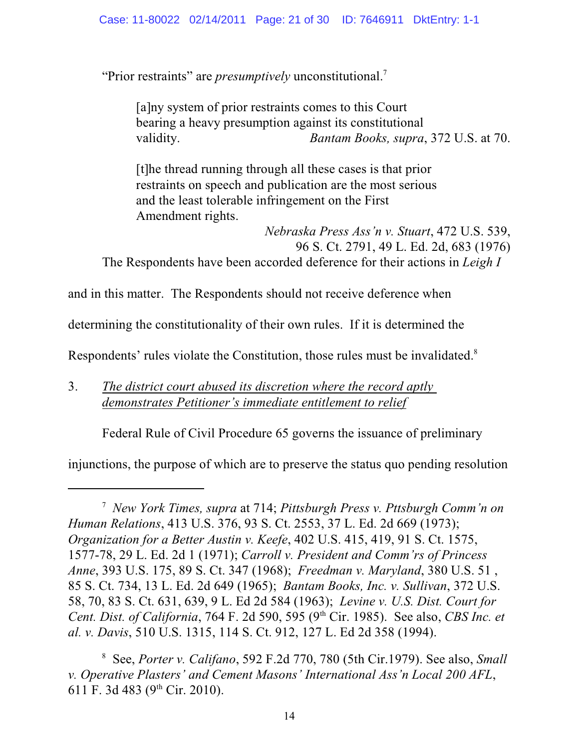"Prior restraints" are *presumptively* unconstitutional.[7]

> [a]ny system of prior restraints comes to this Court bearing a heavy presumption against its constitutional validity. *Bantam Books, supra*, 372 U.S. at 70.

> [t]he thread running through all these cases is that prior restraints on speech and publication are the most serious and the least tolerable infringement on the First Amendment rights.
> *Nebraska Press Ass'n v. Stuart*, 472 U.S. 539, 96 S. Ct. 2791, 49 L. Ed. 2d, 683 (1976)

The Respondents have been accorded deference for their actions in *Leigh I* and in this matter. The Respondents should not receive deference when determining the constitutionality of their own rules. If it is determined the Respondents' rules violate the Constitution, those rules must be invalidated.[8]

3. *The district court abused its discretion where the record aptly demonstrates Petitioner's immediate entitlement to relief*

Federal Rule of Civil Procedure 65 governs the issuance of preliminary injunctions, the purpose of which are to preserve the status quo pending resolution

---

[7] *New York Times, supra* at 714; *Pittsburgh Press v. Pttsburgh Comm'n on Human Relations*, 413 U.S. 376, 93 S. Ct. 2553, 37 L. Ed. 2d 669 (1973); *Organization for a Better Austin v. Keefe*, 402 U.S. 415, 419, 91 S. Ct. 1575, 1577-78, 29 L. Ed. 2d 1 (1971); *Carroll v. President and Comm'rs of Princess Anne*, 393 U.S. 175, 89 S. Ct. 347 (1968); *Freedman v. Maryland*, 380 U.S. 51 , 85 S. Ct. 734, 13 L. Ed. 2d 649 (1965); *Bantam Books, Inc. v. Sullivan*, 372 U.S. 58, 70, 83 S. Ct. 631, 639, 9 L. Ed 2d 584 (1963); *Levine v. U.S. Dist. Court for Cent. Dist. of California*, 764 F. 2d 590, 595 (9th Cir. 1985). See also, *CBS Inc. et al. v. Davis*, 510 U.S. 1315, 114 S. Ct. 912, 127 L. Ed 2d 358 (1994).

[8] See, *Porter v. Califano*, 592 F.2d 770, 780 (5th Cir.1979). See also, *Small v. Operative Plasters' and Cement Masons' International Ass'n Local 200 AFL*, 611 F. 3d 483 (9th Cir. 2010).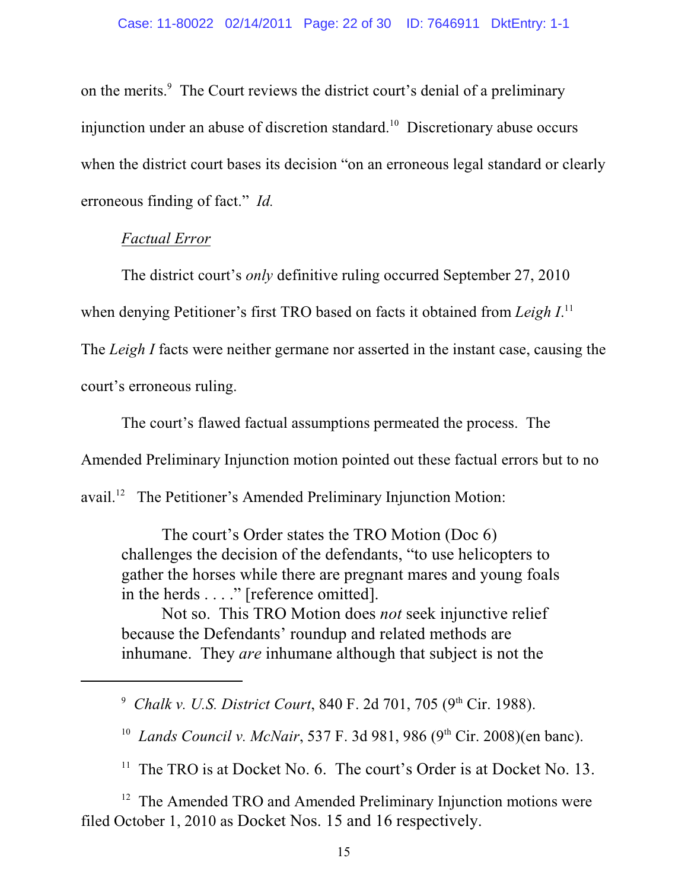on the merits.[9] The Court reviews the district court's denial of a preliminary injunction under an abuse of discretion standard.[10] Discretionary abuse occurs when the district court bases its decision "on an erroneous legal standard or clearly erroneous finding of fact." *Id.*

*Factual Error*

The district court's *only* definitive ruling occurred September 27, 2010 when denying Petitioner's first TRO based on facts it obtained from *Leigh I*.[11] The *Leigh I* facts were neither germane nor asserted in the instant case, causing the court's erroneous ruling.

The court's flawed factual assumptions permeated the process. The Amended Preliminary Injunction motion pointed out these factual errors but to no avail.[12] The Petitioner's Amended Preliminary Injunction Motion:

> The court's Order states the TRO Motion (Doc 6) challenges the decision of the defendants, "to use helicopters to gather the horses while there are pregnant mares and young foals in the herds . . . ." [reference omitted].
>
> Not so. This TRO Motion does *not* seek injunctive relief because the Defendants' roundup and related methods are inhumane. They *are* inhumane although that subject is not the

---

[9] *Chalk v. U.S. District Court*, 840 F. 2d 701, 705 (9th Cir. 1988).

[10] *Lands Council v. McNair*, 537 F. 3d 981, 986 (9th Cir. 2008)(en banc).

[11] The TRO is at Docket No. 6. The court's Order is at Docket No. 13.

[12] The Amended TRO and Amended Preliminary Injunction motions were filed October 1, 2010 as Docket Nos. 15 and 16 respectively.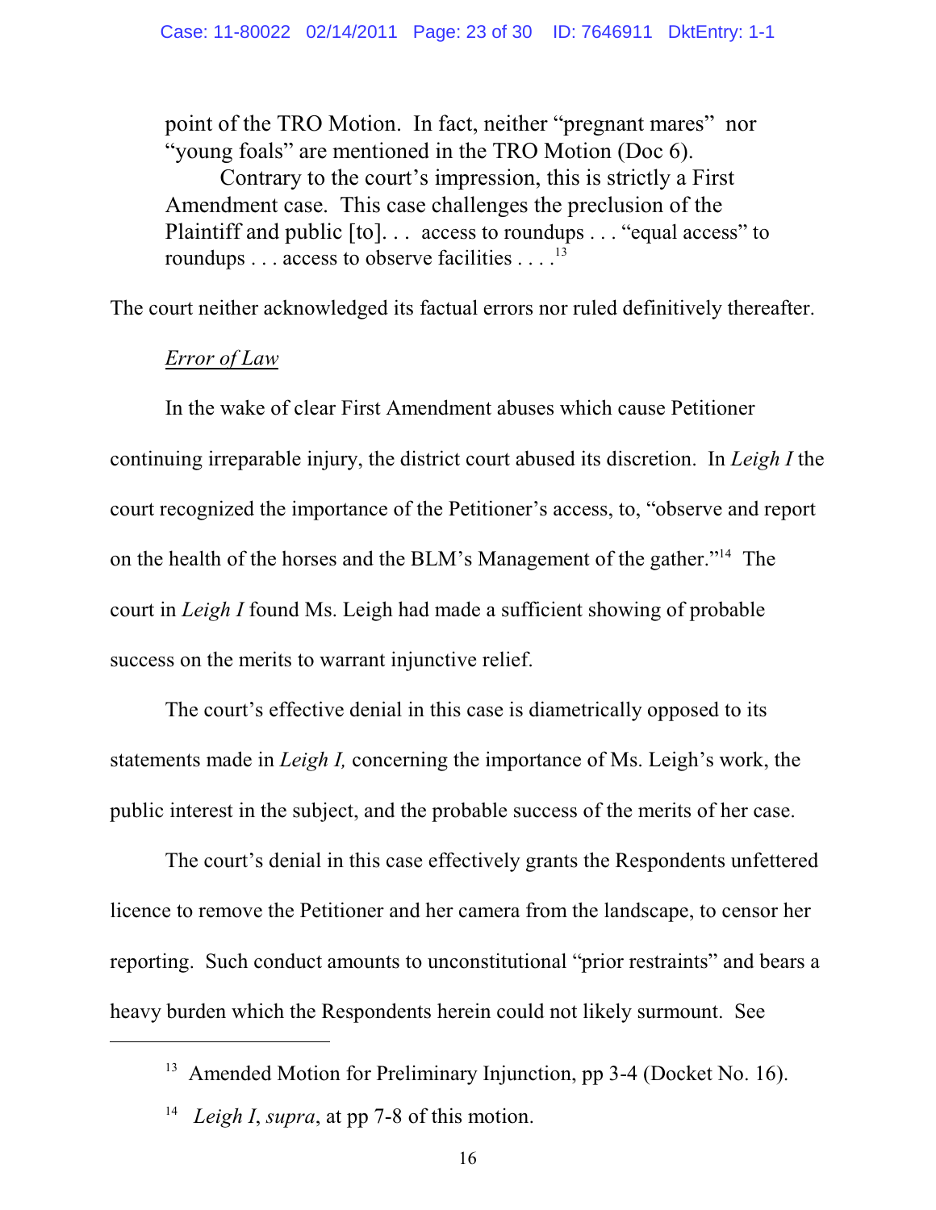> point of the TRO Motion. In fact, neither "pregnant mares" nor "young foals" are mentioned in the TRO Motion (Doc 6).
>
> Contrary to the court's impression, this is strictly a First Amendment case. This case challenges the preclusion of the Plaintiff and public [to]. . . access to roundups . . . "equal access" to roundups . . . access to observe facilities . . . .[13]

The court neither acknowledged its factual errors nor ruled definitively thereafter.

*Error of Law*

In the wake of clear First Amendment abuses which cause Petitioner continuing irreparable injury, the district court abused its discretion. In *Leigh I* the court recognized the importance of the Petitioner's access, to, "observe and report on the health of the horses and the BLM's Management of the gather."[14] The court in *Leigh I* found Ms. Leigh had made a sufficient showing of probable success on the merits to warrant injunctive relief.

The court's effective denial in this case is diametrically opposed to its statements made in *Leigh I,* concerning the importance of Ms. Leigh's work, the public interest in the subject, and the probable success of the merits of her case.

The court's denial in this case effectively grants the Respondents unfettered licence to remove the Petitioner and her camera from the landscape, to censor her reporting. Such conduct amounts to unconstitutional "prior restraints" and bears a heavy burden which the Respondents herein could not likely surmount. See

---

[13] Amended Motion for Preliminary Injunction, pp 3-4 (Docket No. 16).

[14] *Leigh I*, *supra*, at pp 7-8 of this motion.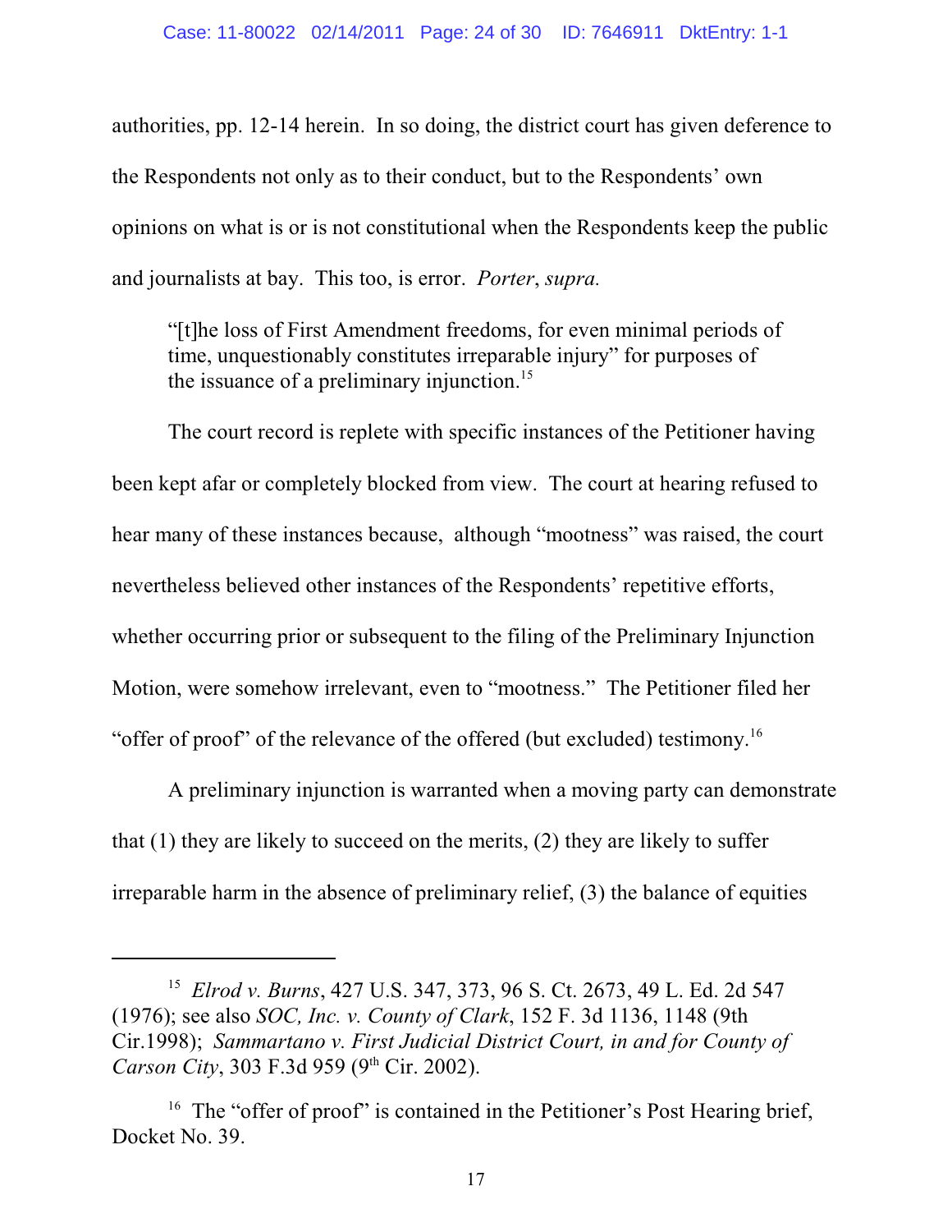authorities, pp. 12-14 herein. In so doing, the district court has given deference to the Respondents not only as to their conduct, but to the Respondents' own opinions on what is or is not constitutional when the Respondents keep the public and journalists at bay. This too, is error. *Porter*, *supra.*

> "[t]he loss of First Amendment freedoms, for even minimal periods of time, unquestionably constitutes irreparable injury" for purposes of the issuance of a preliminary injunction.[15]

The court record is replete with specific instances of the Petitioner having been kept afar or completely blocked from view. The court at hearing refused to hear many of these instances because, although "mootness" was raised, the court nevertheless believed other instances of the Respondents' repetitive efforts, whether occurring prior or subsequent to the filing of the Preliminary Injunction Motion, were somehow irrelevant, even to "mootness." The Petitioner filed her "offer of proof" of the relevance of the offered (but excluded) testimony.[16]

A preliminary injunction is warranted when a moving party can demonstrate that (1) they are likely to succeed on the merits, (2) they are likely to suffer irreparable harm in the absence of preliminary relief, (3) the balance of equities

---

[15] *Elrod v. Burns*, 427 U.S. 347, 373, 96 S. Ct. 2673, 49 L. Ed. 2d 547 (1976); see also *SOC, Inc. v. County of Clark*, 152 F. 3d 1136, 1148 (9th Cir.1998); *Sammartano v. First Judicial District Court, in and for County of Carson City*, 303 F.3d 959 (9th Cir. 2002).

[16] The "offer of proof" is contained in the Petitioner's Post Hearing brief, Docket No. 39.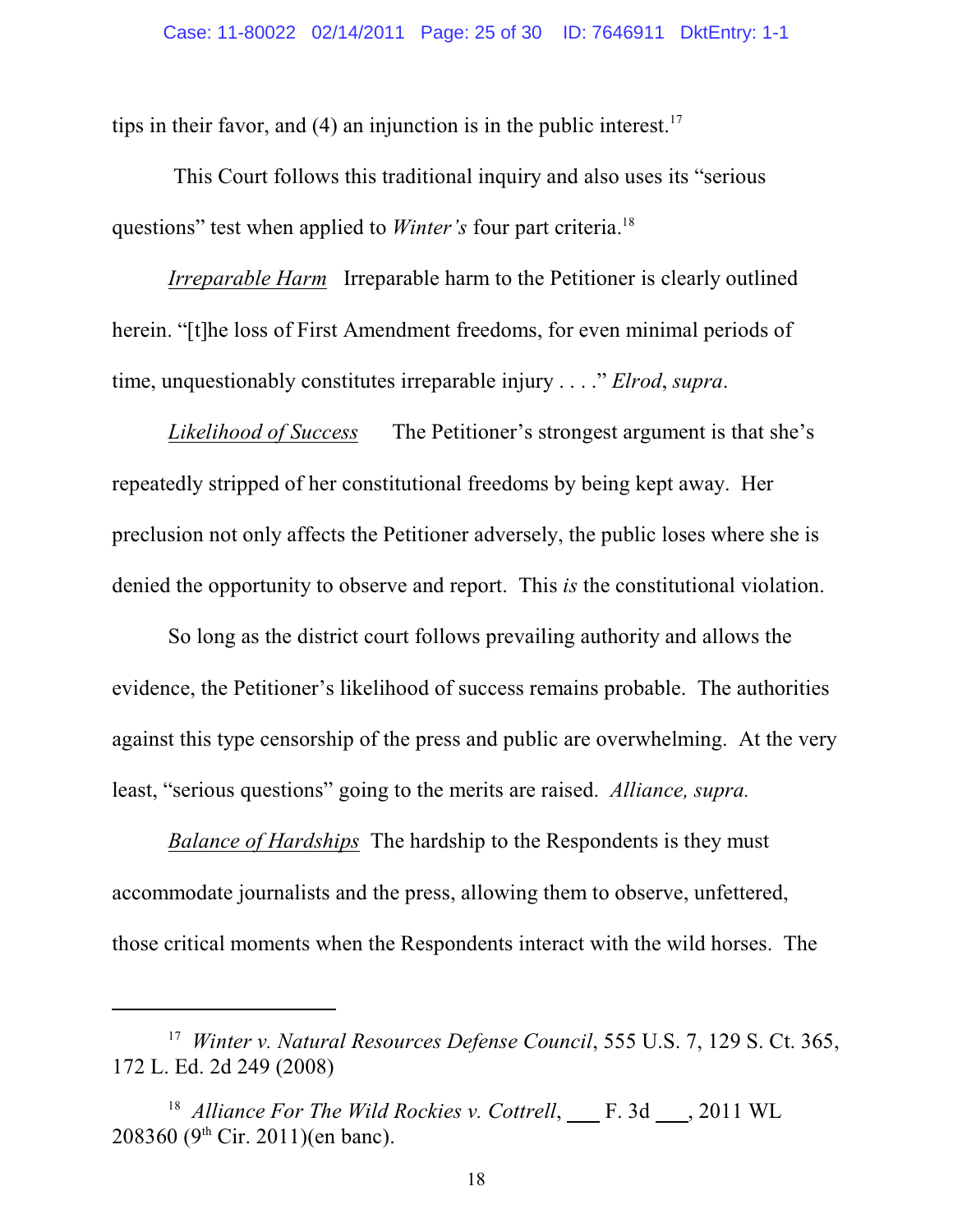tips in their favor, and (4) an injunction is in the public interest.[17]

This Court follows this traditional inquiry and also uses its "serious questions" test when applied to *Winter's* four part criteria.[18]

Irreparable Harm   Irreparable harm to the Petitioner is clearly outlined herein. "[t]he loss of First Amendment freedoms, for even minimal periods of time, unquestionably constitutes irreparable injury . . . ." *Elrod*, *supra*.

Likelihood of Success   The Petitioner's strongest argument is that she's repeatedly stripped of her constitutional freedoms by being kept away. Her preclusion not only affects the Petitioner adversely, the public loses where she is denied the opportunity to observe and report. This *is* the constitutional violation.

So long as the district court follows prevailing authority and allows the evidence, the Petitioner's likelihood of success remains probable. The authorities against this type censorship of the press and public are overwhelming. At the very least, "serious questions" going to the merits are raised. *Alliance, supra.*

Balance of Hardships   The hardship to the Respondents is they must accommodate journalists and the press, allowing them to observe, unfettered, those critical moments when the Respondents interact with the wild horses. The

---

[17] *Winter v. Natural Resources Defense Council*, 555 U.S. 7, 129 S. Ct. 365, 172 L. Ed. 2d 249 (2008)

[18] *Alliance For The Wild Rockies v. Cottrell*, ___ F. 3d ___, 2011 WL 208360 (9th Cir. 2011)(en banc).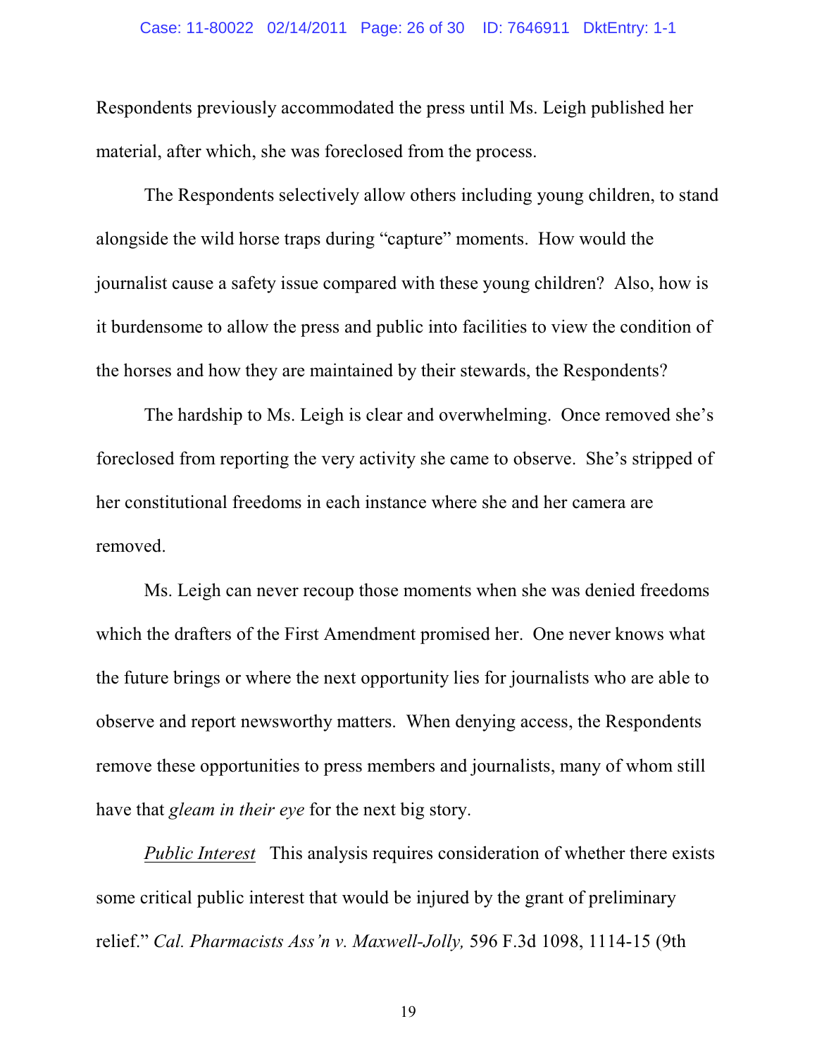Respondents previously accommodated the press until Ms. Leigh published her material, after which, she was foreclosed from the process.

The Respondents selectively allow others including young children, to stand alongside the wild horse traps during "capture" moments. How would the journalist cause a safety issue compared with these young children? Also, how is it burdensome to allow the press and public into facilities to view the condition of the horses and how they are maintained by their stewards, the Respondents?

The hardship to Ms. Leigh is clear and overwhelming. Once removed she's foreclosed from reporting the very activity she came to observe. She's stripped of her constitutional freedoms in each instance where she and her camera are removed.

Ms. Leigh can never recoup those moments when she was denied freedoms which the drafters of the First Amendment promised her. One never knows what the future brings or where the next opportunity lies for journalists who are able to observe and report newsworthy matters. When denying access, the Respondents remove these opportunities to press members and journalists, many of whom still have that *gleam in their eye* for the next big story.

Public Interest This analysis requires consideration of whether there exists some critical public interest that would be injured by the grant of preliminary relief." *Cal. Pharmacists Ass'n v. Maxwell-Jolly,* 596 F.3d 1098, 1114-15 (9th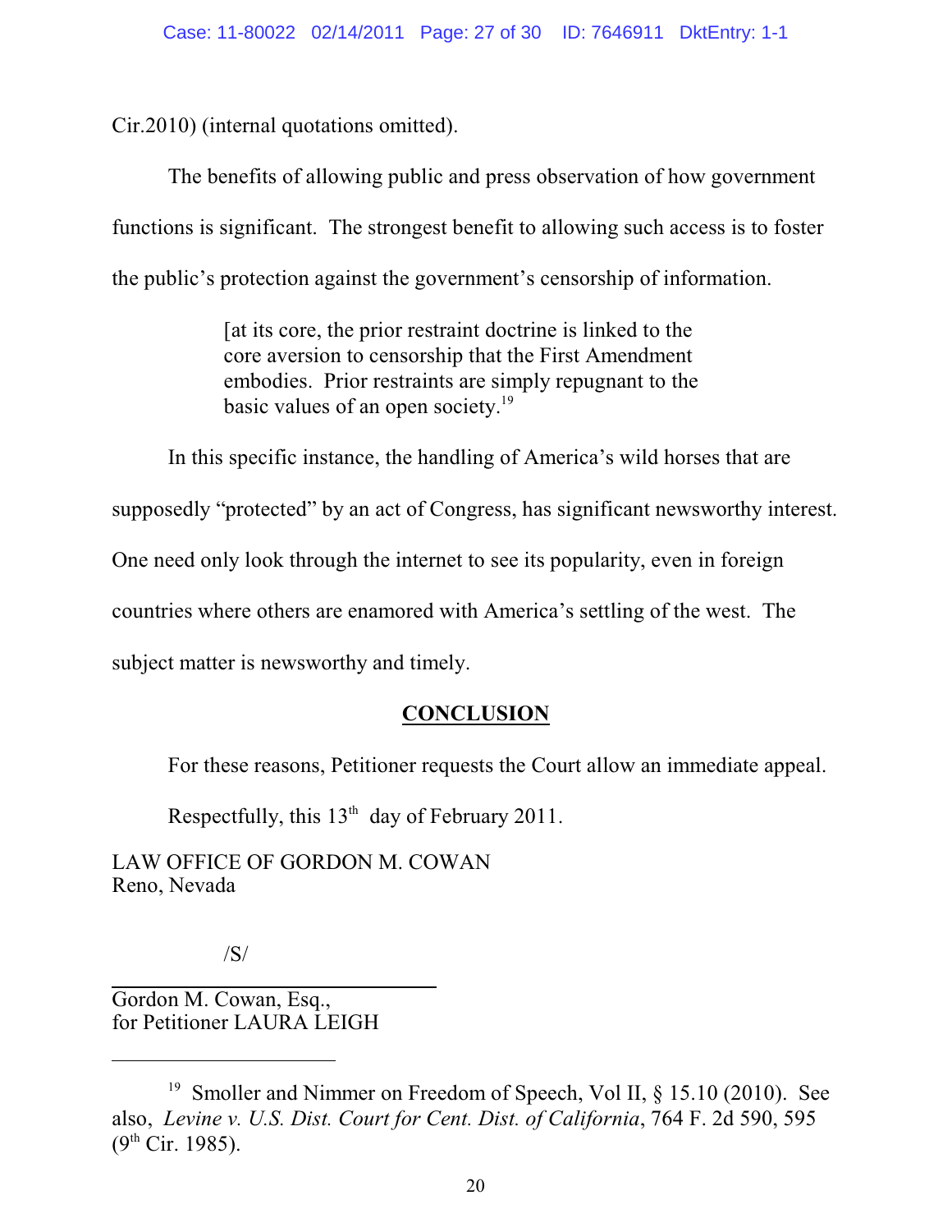Cir.2010) (internal quotations omitted).

The benefits of allowing public and press observation of how government functions is significant. The strongest benefit to allowing such access is to foster the public's protection against the government's censorship of information.

> [at its core, the prior restraint doctrine is linked to the core aversion to censorship that the First Amendment embodies. Prior restraints are simply repugnant to the basic values of an open society.[19]

In this specific instance, the handling of America's wild horses that are supposedly "protected" by an act of Congress, has significant newsworthy interest. One need only look through the internet to see its popularity, even in foreign countries where others are enamored with America's settling of the west. The subject matter is newsworthy and timely.

## CONCLUSION

For these reasons, Petitioner requests the Court allow an immediate appeal.

Respectfully, this 13th day of February 2011.

LAW OFFICE OF GORDON M. COWAN
Reno, Nevada

/S/

Gordon M. Cowan, Esq.,
for Petitioner LAURA LEIGH

---

[19] Smoller and Nimmer on Freedom of Speech, Vol II, § 15.10 (2010). See also, *Levine v. U.S. Dist. Court for Cent. Dist. of California*, 764 F. 2d 590, 595 (9th Cir. 1985).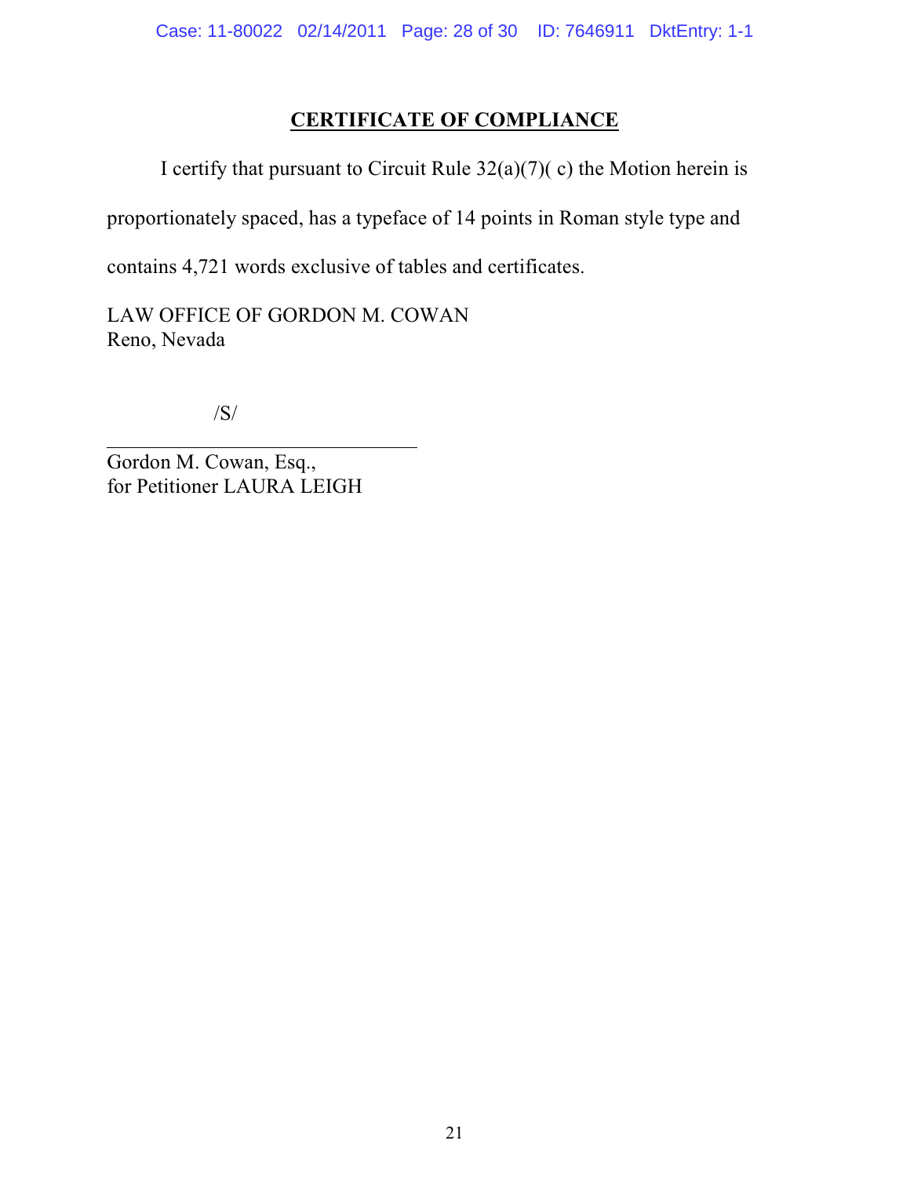## CERTIFICATE OF COMPLIANCE

I certify that pursuant to Circuit Rule 32(a)(7)( c) the Motion herein is proportionately spaced, has a typeface of 14 points in Roman style type and contains 4,721 words exclusive of tables and certificates.

LAW OFFICE OF GORDON M. COWAN
Reno, Nevada

/S/

\_\_\_\_\_\_\_\_\_\_\_\_\_\_\_\_\_\_\_\_\_\_\_\_\_\_\_\_\_\_

Gordon M. Cowan, Esq.,
for Petitioner LAURA LEIGH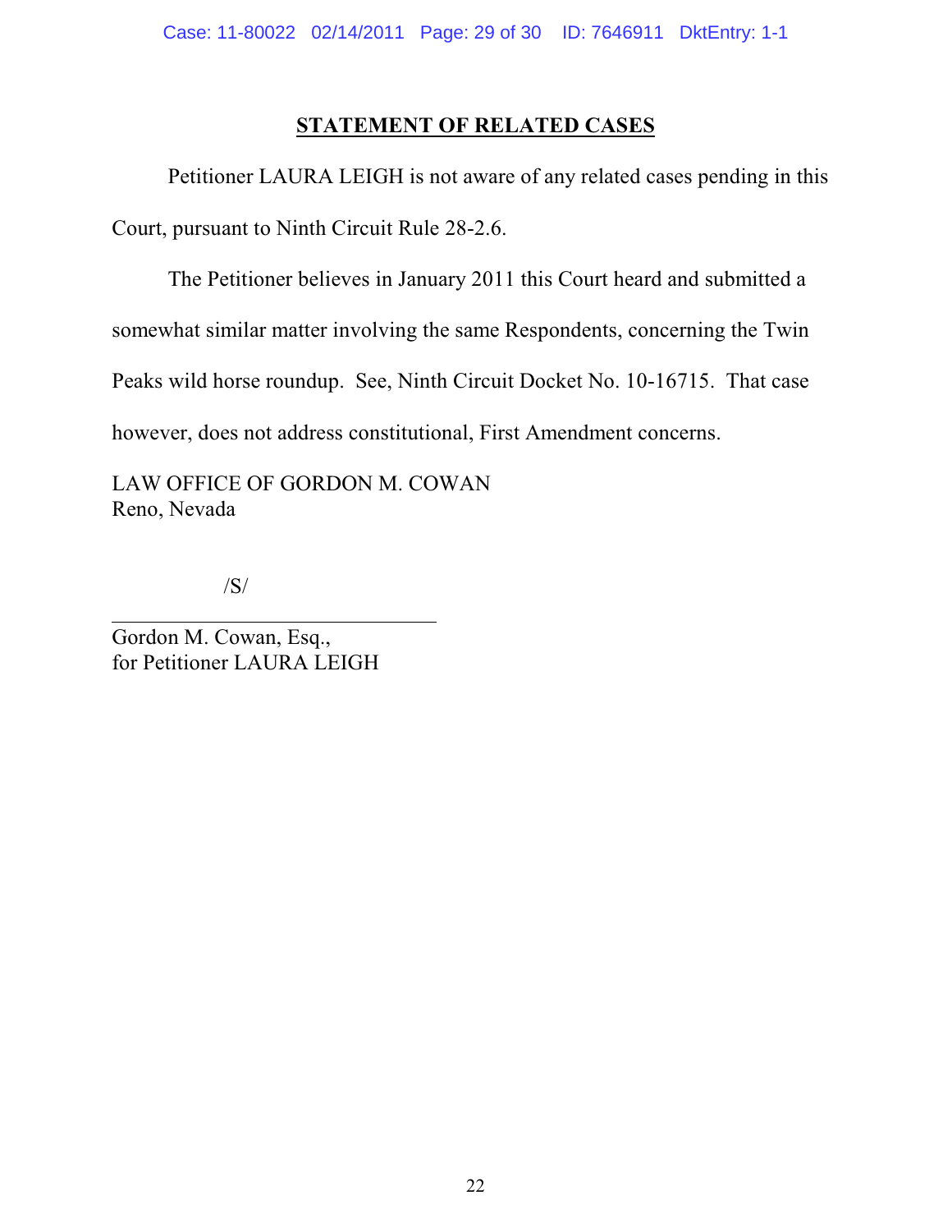## STATEMENT OF RELATED CASES

Petitioner LAURA LEIGH is not aware of any related cases pending in this Court, pursuant to Ninth Circuit Rule 28-2.6.

The Petitioner believes in January 2011 this Court heard and submitted a somewhat similar matter involving the same Respondents, concerning the Twin Peaks wild horse roundup. See, Ninth Circuit Docket No. 10-16715. That case however, does not address constitutional, First Amendment concerns.

LAW OFFICE OF GORDON M. COWAN
Reno, Nevada

/S/

Gordon M. Cowan, Esq.,
for Petitioner LAURA LEIGH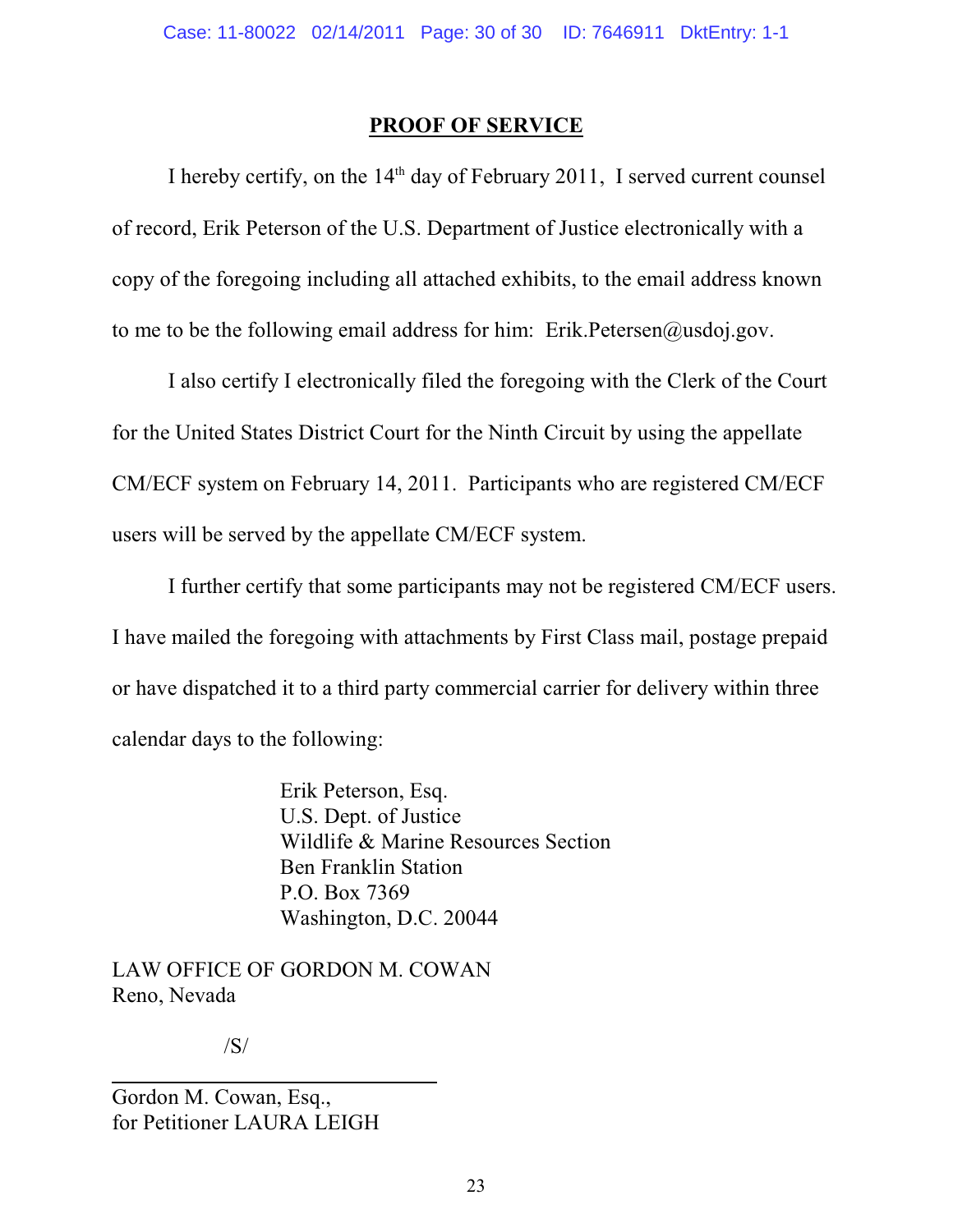## PROOF OF SERVICE

I hereby certify, on the 14th day of February 2011, I served current counsel of record, Erik Peterson of the U.S. Department of Justice electronically with a copy of the foregoing including all attached exhibits, to the email address known to me to be the following email address for him: Erik.Petersen@usdoj.gov.

I also certify I electronically filed the foregoing with the Clerk of the Court for the United States District Court for the Ninth Circuit by using the appellate CM/ECF system on February 14, 2011. Participants who are registered CM/ECF users will be served by the appellate CM/ECF system.

I further certify that some participants may not be registered CM/ECF users. I have mailed the foregoing with attachments by First Class mail, postage prepaid or have dispatched it to a third party commercial carrier for delivery within three calendar days to the following:

Erik Peterson, Esq.  
U.S. Dept. of Justice  
Wildlife & Marine Resources Section  
Ben Franklin Station  
P.O. Box 7369  
Washington, D.C. 20044

LAW OFFICE OF GORDON M. COWAN  
Reno, Nevada

/S/

Gordon M. Cowan, Esq.,  
for Petitioner LAURA LEIGH